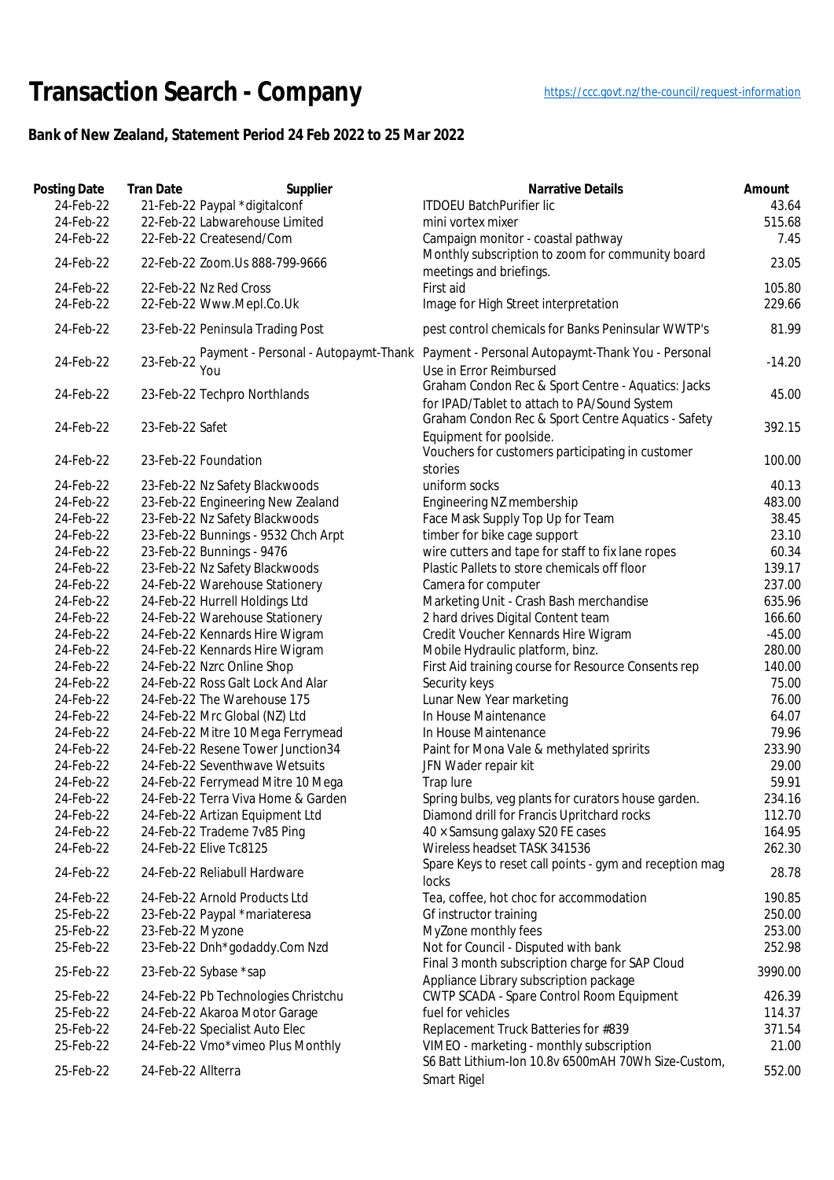# Transaction Search - Company

https://ccc.govt.nz/the-council/request-information

### Bank of New Zealand, Statement Period 24 Feb 2022 to 25 Mar 2022

| Posting Date | Tran Date | Supplier | Narrative Details | Amount |
|---|---|---|---|---|
| 24-Feb-22 | 21-Feb-22 | Paypal *digitalconf | ITDOEU BatchPurifier lic | 43.64 |
| 24-Feb-22 | 22-Feb-22 | Labwarehouse Limited | mini vortex mixer | 515.68 |
| 24-Feb-22 | 22-Feb-22 | Createsend/Com | Campaign monitor - coastal pathway | 7.45 |
| 24-Feb-22 | 22-Feb-22 | Zoom.Us 888-799-9666 | Monthly subscription to zoom for community board meetings and briefings. | 23.05 |
| 24-Feb-22 | 22-Feb-22 | Nz Red Cross | First aid | 105.80 |
| 24-Feb-22 | 22-Feb-22 | Www.Mepl.Co.Uk | Image for High Street interpretation | 229.66 |
| 24-Feb-22 | 23-Feb-22 | Peninsula Trading Post | pest control chemicals for Banks Peninsular WWTP's | 81.99 |
| 24-Feb-22 | 23-Feb-22 | Payment - Personal - Autopaymt-Thank You | Payment - Personal Autopaymt-Thank You - Personal Use in Error Reimbursed | -14.20 |
| 24-Feb-22 | 23-Feb-22 | Techpro Northlands | Graham Condon Rec & Sport Centre - Aquatics: Jacks for IPAD/Tablet to attach to PA/Sound System | 45.00 |
| 24-Feb-22 | 23-Feb-22 | Safet | Graham Condon Rec & Sport Centre Aquatics - Safety Equipment for poolside. | 392.15 |
| 24-Feb-22 | 23-Feb-22 | Foundation | Vouchers for customers participating in customer stories | 100.00 |
| 24-Feb-22 | 23-Feb-22 | Nz Safety Blackwoods | uniform socks | 40.13 |
| 24-Feb-22 | 23-Feb-22 | Engineering New Zealand | Engineering NZ membership | 483.00 |
| 24-Feb-22 | 23-Feb-22 | Nz Safety Blackwoods | Face Mask Supply Top Up for Team | 38.45 |
| 24-Feb-22 | 23-Feb-22 | Bunnings - 9532 Chch Arpt | timber for bike cage support | 23.10 |
| 24-Feb-22 | 23-Feb-22 | Bunnings - 9476 | wire cutters and tape for staff to fix lane ropes | 60.34 |
| 24-Feb-22 | 23-Feb-22 | Nz Safety Blackwoods | Plastic Pallets to store chemicals off floor | 139.17 |
| 24-Feb-22 | 24-Feb-22 | Warehouse Stationery | Camera for computer | 237.00 |
| 24-Feb-22 | 24-Feb-22 | Hurrell Holdings Ltd | Marketing Unit - Crash Bash merchandise | 635.96 |
| 24-Feb-22 | 24-Feb-22 | Warehouse Stationery | 2 hard drives Digital Content team | 166.60 |
| 24-Feb-22 | 24-Feb-22 | Kennards Hire Wigram | Credit Voucher Kennards Hire Wigram | -45.00 |
| 24-Feb-22 | 24-Feb-22 | Kennards Hire Wigram | Mobile Hydraulic platform, binz. | 280.00 |
| 24-Feb-22 | 24-Feb-22 | Nzrc Online Shop | First Aid training course for Resource Consents rep | 140.00 |
| 24-Feb-22 | 24-Feb-22 | Ross Galt Lock And Alar | Security keys | 75.00 |
| 24-Feb-22 | 24-Feb-22 | The Warehouse 175 | Lunar New Year marketing | 76.00 |
| 24-Feb-22 | 24-Feb-22 | Mrc Global (NZ) Ltd | In House Maintenance | 64.07 |
| 24-Feb-22 | 24-Feb-22 | Mitre 10 Mega Ferrymead | In House Maintenance | 79.96 |
| 24-Feb-22 | 24-Feb-22 | Resene Tower Junction34 | Paint for Mona Vale & methylated spririts | 233.90 |
| 24-Feb-22 | 24-Feb-22 | Seventhwave Wetsuits | JFN Wader repair kit | 29.00 |
| 24-Feb-22 | 24-Feb-22 | Ferrymead Mitre 10 Mega | Trap lure | 59.91 |
| 24-Feb-22 | 24-Feb-22 | Terra Viva Home & Garden | Spring bulbs, veg plants for curators house garden. | 234.16 |
| 24-Feb-22 | 24-Feb-22 | Artizan Equipment Ltd | Diamond drill for Francis Upritchard rocks | 112.70 |
| 24-Feb-22 | 24-Feb-22 | Trademe 7v85 Ping | 40 x Samsung galaxy S20 FE cases | 164.95 |
| 24-Feb-22 | 24-Feb-22 | Elive Tc8125 | Wireless headset TASK 341536 | 262.30 |
| 24-Feb-22 | 24-Feb-22 | Reliabull Hardware | Spare Keys to reset call points - gym and reception mag locks | 28.78 |
| 24-Feb-22 | 24-Feb-22 | Arnold Products Ltd | Tea, coffee, hot choc for accommodation | 190.85 |
| 25-Feb-22 | 23-Feb-22 | Paypal *mariateresa | Gf instructor training | 250.00 |
| 25-Feb-22 | 23-Feb-22 | Myzone | MyZone monthly fees | 253.00 |
| 25-Feb-22 | 23-Feb-22 | Dnh*godaddy.Com Nzd | Not for Council - Disputed with bank | 252.98 |
| 25-Feb-22 | 23-Feb-22 | Sybase *sap | Final 3 month subscription charge for SAP Cloud Appliance Library subscription package | 3990.00 |
| 25-Feb-22 | 24-Feb-22 | Pb Technologies Christchu | CWTP SCADA - Spare Control Room Equipment | 426.39 |
| 25-Feb-22 | 24-Feb-22 | Akaroa Motor Garage | fuel for vehicles | 114.37 |
| 25-Feb-22 | 24-Feb-22 | Specialist Auto Elec | Replacement Truck Batteries for #839 | 371.54 |
| 25-Feb-22 | 24-Feb-22 | Vmo*vimeo Plus Monthly | VIMEO - marketing - monthly subscription | 21.00 |
| 25-Feb-22 | 24-Feb-22 | Allterra | S6 Batt Lithium-Ion 10.8v 6500mAH 70Wh Size-Custom, Smart Rigel | 552.00 |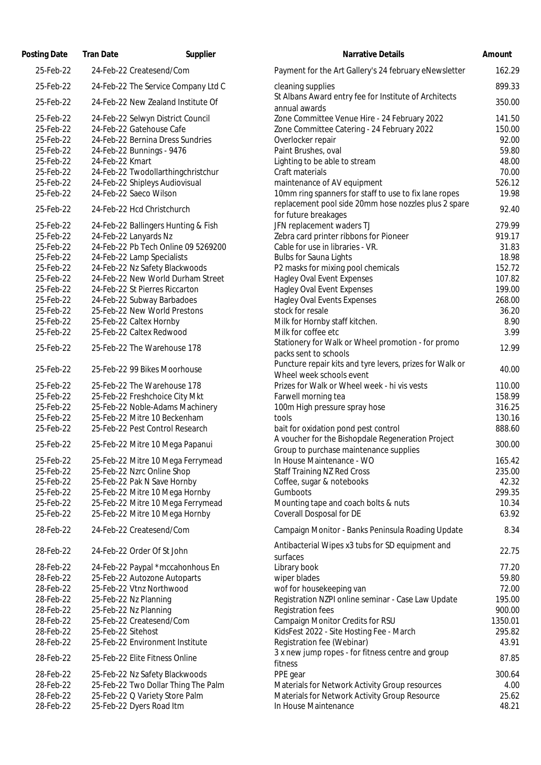| Posting Date | Tran Date | Supplier | Narrative Details | Amount |
|---|---|---|---|---|
| 25-Feb-22 | 24-Feb-22 | Createsend/Com | Payment for the Art Gallery's 24 february eNewsletter | 162.29 |
| 25-Feb-22 | 24-Feb-22 | The Service Company Ltd C | cleaning supplies | 899.33 |
| 25-Feb-22 | 24-Feb-22 | New Zealand Institute Of | St Albans Award entry fee for Institute of Architects annual awards | 350.00 |
| 25-Feb-22 | 24-Feb-22 | Selwyn District Council | Zone Committee Venue Hire - 24 February 2022 | 141.50 |
| 25-Feb-22 | 24-Feb-22 | Gatehouse Cafe | Zone Committee Catering - 24 February 2022 | 150.00 |
| 25-Feb-22 | 24-Feb-22 | Bernina Dress Sundries | Overlocker repair | 92.00 |
| 25-Feb-22 | 24-Feb-22 | Bunnings - 9476 | Paint Brushes, oval | 59.80 |
| 25-Feb-22 | 24-Feb-22 | Kmart | Lighting to be able to stream | 48.00 |
| 25-Feb-22 | 24-Feb-22 | Twodollarthingchristchur | Craft materials | 70.00 |
| 25-Feb-22 | 24-Feb-22 | Shipleys Audiovisual | maintenance of AV equipment | 526.12 |
| 25-Feb-22 | 24-Feb-22 | Saeco Wilson | 10mm ring spanners for staff to use to fix lane ropes | 19.98 |
| 25-Feb-22 | 24-Feb-22 | Hcd Christchurch | replacement pool side 20mm hose nozzles plus 2 spare for future breakages | 92.40 |
| 25-Feb-22 | 24-Feb-22 | Ballingers Hunting & Fish | JFN replacement waders TJ | 279.99 |
| 25-Feb-22 | 24-Feb-22 | Lanyards Nz | Zebra card printer ribbons for Pioneer | 919.17 |
| 25-Feb-22 | 24-Feb-22 | Pb Tech Online 09 5269200 | Cable for use in libraries - VR. | 31.83 |
| 25-Feb-22 | 24-Feb-22 | Lamp Specialists | Bulbs for Sauna Lights | 18.98 |
| 25-Feb-22 | 24-Feb-22 | Nz Safety Blackwoods | P2 masks for mixing pool chemicals | 152.72 |
| 25-Feb-22 | 24-Feb-22 | New World Durham Street | Hagley Oval Event Expenses | 107.82 |
| 25-Feb-22 | 24-Feb-22 | St Pierres Riccarton | Hagley Oval Event Expenses | 199.00 |
| 25-Feb-22 | 24-Feb-22 | Subway Barbadoes | Hagley Oval Events Expenses | 268.00 |
| 25-Feb-22 | 25-Feb-22 | New World Prestons | stock for resale | 36.20 |
| 25-Feb-22 | 25-Feb-22 | Caltex Hornby | Milk for Hornby staff kitchen. | 8.90 |
| 25-Feb-22 | 25-Feb-22 | Caltex Redwood | Milk for coffee etc | 3.99 |
| 25-Feb-22 | 25-Feb-22 | The Warehouse 178 | Stationery for Walk or Wheel promotion - for promo packs sent to schools | 12.99 |
| 25-Feb-22 | 25-Feb-22 | 99 Bikes Moorhouse | Puncture repair kits and tyre levers, prizes for Walk or Wheel week schools event | 40.00 |
| 25-Feb-22 | 25-Feb-22 | The Warehouse 178 | Prizes for Walk or Wheel week - hi vis vests | 110.00 |
| 25-Feb-22 | 25-Feb-22 | Freshchoice City Mkt | Farwell morning tea | 158.99 |
| 25-Feb-22 | 25-Feb-22 | Noble-Adams Machinery | 100m High pressure spray hose | 316.25 |
| 25-Feb-22 | 25-Feb-22 | Mitre 10 Beckenham | tools | 130.16 |
| 25-Feb-22 | 25-Feb-22 | Pest Control Research | bait for oxidation pond pest control | 888.60 |
| 25-Feb-22 | 25-Feb-22 | Mitre 10 Mega Papanui | A voucher for the Bishopdale Regeneration Project Group to purchase maintenance supplies | 300.00 |
| 25-Feb-22 | 25-Feb-22 | Mitre 10 Mega Ferrymead | In House Maintenance - WO | 165.42 |
| 25-Feb-22 | 25-Feb-22 | Nzrc Online Shop | Staff Training NZ Red Cross | 235.00 |
| 25-Feb-22 | 25-Feb-22 | Pak N Save Hornby | Coffee, sugar & notebooks | 42.32 |
| 25-Feb-22 | 25-Feb-22 | Mitre 10 Mega Hornby | Gumboots | 299.35 |
| 25-Feb-22 | 25-Feb-22 | Mitre 10 Mega Ferrymead | Mounting tape and coach bolts & nuts | 10.34 |
| 25-Feb-22 | 25-Feb-22 | Mitre 10 Mega Hornby | Coverall Dosposal for DE | 63.92 |
| 28-Feb-22 | 24-Feb-22 | Createsend/Com | Campaign Monitor - Banks Peninsula Roading Update | 8.34 |
| 28-Feb-22 | 24-Feb-22 | Order Of St John | Antibacterial Wipes x3 tubs for SD equipment and surfaces | 22.75 |
| 28-Feb-22 | 24-Feb-22 | Paypal *mccahonhous En | Library book | 77.20 |
| 28-Feb-22 | 25-Feb-22 | Autozone Autoparts | wiper blades | 59.80 |
| 28-Feb-22 | 25-Feb-22 | Vtnz Northwood | wof for housekeeping van | 72.00 |
| 28-Feb-22 | 25-Feb-22 | Nz Planning | Registration NZPI online seminar - Case Law Update | 195.00 |
| 28-Feb-22 | 25-Feb-22 | Nz Planning | Registration fees | 900.00 |
| 28-Feb-22 | 25-Feb-22 | Createsend/Com | Campaign Monitor Credits for RSU | 1350.01 |
| 28-Feb-22 | 25-Feb-22 | Sitehost | KidsFest 2022 - Site Hosting Fee - March | 295.82 |
| 28-Feb-22 | 25-Feb-22 | Environment Institute | Registration fee (Webinar) | 43.91 |
| 28-Feb-22 | 25-Feb-22 | Elite Fitness Online | 3 x new jump ropes - for fitness centre and group fitness | 87.85 |
| 28-Feb-22 | 25-Feb-22 | Nz Safety Blackwoods | PPE gear | 300.64 |
| 28-Feb-22 | 25-Feb-22 | Two Dollar Thing The Palm | Materials for Network Activity Group resources | 4.00 |
| 28-Feb-22 | 25-Feb-22 | Q Variety Store Palm | Materials for Network Activity Group Resource | 25.62 |
| 28-Feb-22 | 25-Feb-22 | Dyers Road Itm | In House Maintenance | 48.21 |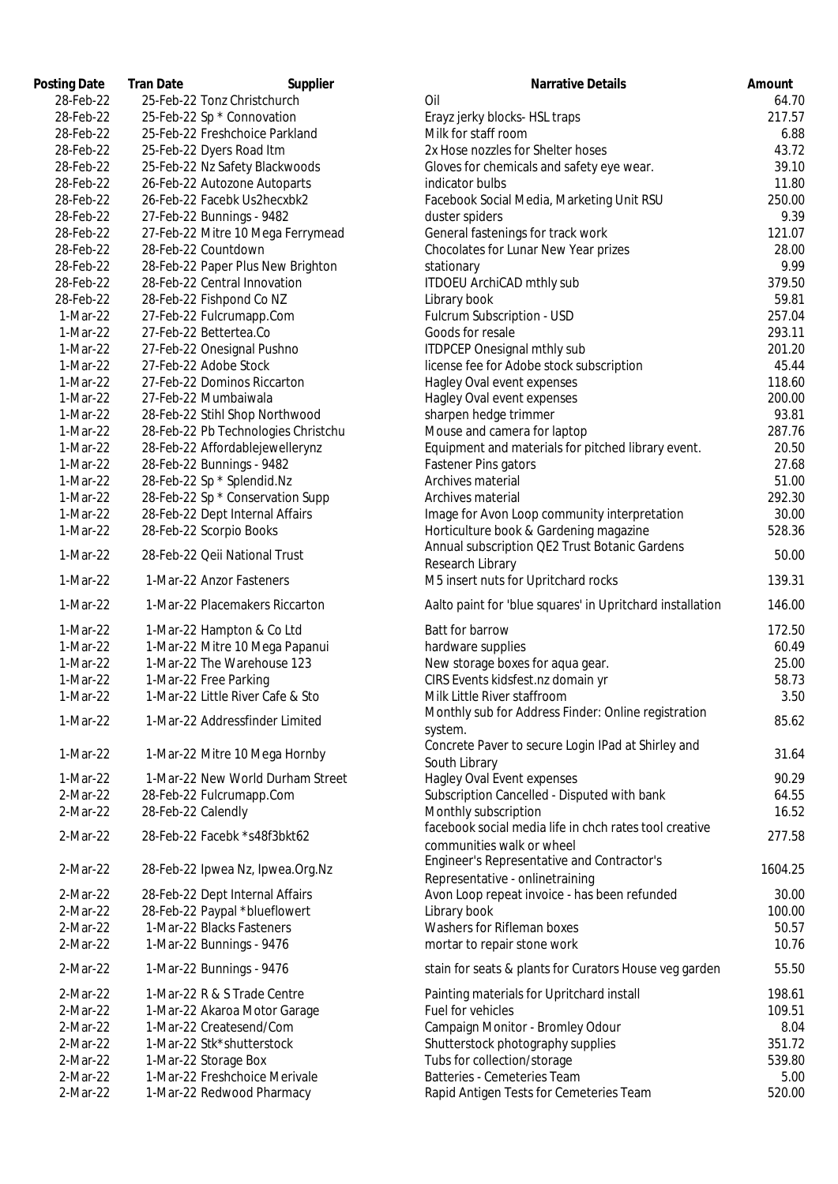| Posting Date | Tran Date | Supplier | Narrative Details | Amount |
|---|---|---|---|---|
| 28-Feb-22 | 25-Feb-22 | Tonz Christchurch | Oil | 64.70 |
| 28-Feb-22 | 25-Feb-22 | Sp * Connovation | Erayz jerky blocks- HSL traps | 217.57 |
| 28-Feb-22 | 25-Feb-22 | Freshchoice Parkland | Milk for staff room | 6.88 |
| 28-Feb-22 | 25-Feb-22 | Dyers Road Itm | 2x Hose nozzles for Shelter hoses | 43.72 |
| 28-Feb-22 | 25-Feb-22 | Nz Safety Blackwoods | Gloves for chemicals and safety eye wear. | 39.10 |
| 28-Feb-22 | 26-Feb-22 | Autozone Autoparts | indicator bulbs | 11.80 |
| 28-Feb-22 | 26-Feb-22 | Facebk Us2hecxbk2 | Facebook Social Media, Marketing Unit RSU | 250.00 |
| 28-Feb-22 | 27-Feb-22 | Bunnings - 9482 | duster spiders | 9.39 |
| 28-Feb-22 | 27-Feb-22 | Mitre 10 Mega Ferrymead | General fastenings for track work | 121.07 |
| 28-Feb-22 | 28-Feb-22 | Countdown | Chocolates for Lunar New Year prizes | 28.00 |
| 28-Feb-22 | 28-Feb-22 | Paper Plus New Brighton | stationary | 9.99 |
| 28-Feb-22 | 28-Feb-22 | Central Innovation | ITDOEU ArchiCAD mthly sub | 379.50 |
| 28-Feb-22 | 28-Feb-22 | Fishpond Co NZ | Library book | 59.81 |
| 1-Mar-22 | 27-Feb-22 | Fulcrumapp.Com | Fulcrum Subscription - USD | 257.04 |
| 1-Mar-22 | 27-Feb-22 | Bettertea.Co | Goods for resale | 293.11 |
| 1-Mar-22 | 27-Feb-22 | Onesignal Pushno | ITDPCEP Onesignal mthly sub | 201.20 |
| 1-Mar-22 | 27-Feb-22 | Adobe Stock | license fee for Adobe stock subscription | 45.44 |
| 1-Mar-22 | 27-Feb-22 | Dominos Riccarton | Hagley Oval event expenses | 118.60 |
| 1-Mar-22 | 27-Feb-22 | Mumbaiwala | Hagley Oval event expenses | 200.00 |
| 1-Mar-22 | 28-Feb-22 | Stihl Shop Northwood | sharpen hedge trimmer | 93.81 |
| 1-Mar-22 | 28-Feb-22 | Pb Technologies Christchu | Mouse and camera for laptop | 287.76 |
| 1-Mar-22 | 28-Feb-22 | Affordablejewellerynz | Equipment and materials for pitched library event. | 20.50 |
| 1-Mar-22 | 28-Feb-22 | Bunnings - 9482 | Fastener Pins gators | 27.68 |
| 1-Mar-22 | 28-Feb-22 | Sp * Splendid.Nz | Archives material | 51.00 |
| 1-Mar-22 | 28-Feb-22 | Sp * Conservation Supp | Archives material | 292.30 |
| 1-Mar-22 | 28-Feb-22 | Dept Internal Affairs | Image for Avon Loop community interpretation | 30.00 |
| 1-Mar-22 | 28-Feb-22 | Scorpio Books | Horticulture book & Gardening magazine | 528.36 |
| 1-Mar-22 | 28-Feb-22 | Qeii National Trust | Annual subscription QE2 Trust Botanic Gardens Research Library | 50.00 |
| 1-Mar-22 | 1-Mar-22 | Anzor Fasteners | M5 insert nuts for Upritchard rocks | 139.31 |
| 1-Mar-22 | 1-Mar-22 | Placemakers Riccarton | Aalto paint for 'blue squares' in Upritchard installation | 146.00 |
| 1-Mar-22 | 1-Mar-22 | Hampton & Co Ltd | Batt for barrow | 172.50 |
| 1-Mar-22 | 1-Mar-22 | Mitre 10 Mega Papanui | hardware supplies | 60.49 |
| 1-Mar-22 | 1-Mar-22 | The Warehouse 123 | New storage boxes for aqua gear. | 25.00 |
| 1-Mar-22 | 1-Mar-22 | Free Parking | CIRS Events kidsfest.nz domain yr | 58.73 |
| 1-Mar-22 | 1-Mar-22 | Little River Cafe & Sto | Milk Little River staffroom | 3.50 |
| 1-Mar-22 | 1-Mar-22 | Addressfinder Limited | Monthly sub for Address Finder: Online registration system. | 85.62 |
| 1-Mar-22 | 1-Mar-22 | Mitre 10 Mega Hornby | Concrete Paver to secure Login IPad at Shirley and South Library | 31.64 |
| 1-Mar-22 | 1-Mar-22 | New World Durham Street | Hagley Oval Event expenses | 90.29 |
| 2-Mar-22 | 28-Feb-22 | Fulcrumapp.Com | Subscription Cancelled - Disputed with bank | 64.55 |
| 2-Mar-22 | 28-Feb-22 | Calendly | Monthly subscription | 16.52 |
| 2-Mar-22 | 28-Feb-22 | Facebk *s48f3bkt62 | facebook social media life in chch rates tool creative communities walk or wheel | 277.58 |
| 2-Mar-22 | 28-Feb-22 | Ipwea Nz, Ipwea.Org.Nz | Engineer's Representative and Contractor's Representative - onlinetraining | 1604.25 |
| 2-Mar-22 | 28-Feb-22 | Dept Internal Affairs | Avon Loop repeat invoice - has been refunded | 30.00 |
| 2-Mar-22 | 28-Feb-22 | Paypal *blueflowert | Library book | 100.00 |
| 2-Mar-22 | 1-Mar-22 | Blacks Fasteners | Washers for Rifleman boxes | 50.57 |
| 2-Mar-22 | 1-Mar-22 | Bunnings - 9476 | mortar to repair stone work | 10.76 |
| 2-Mar-22 | 1-Mar-22 | Bunnings - 9476 | stain for seats & plants for Curators House veg garden | 55.50 |
| 2-Mar-22 | 1-Mar-22 | R & S Trade Centre | Painting materials for Upritchard install | 198.61 |
| 2-Mar-22 | 1-Mar-22 | Akaroa Motor Garage | Fuel for vehicles | 109.51 |
| 2-Mar-22 | 1-Mar-22 | Createsend/Com | Campaign Monitor - Bromley Odour | 8.04 |
| 2-Mar-22 | 1-Mar-22 | Stk*shutterstock | Shutterstock photography supplies | 351.72 |
| 2-Mar-22 | 1-Mar-22 | Storage Box | Tubs for collection/storage | 539.80 |
| 2-Mar-22 | 1-Mar-22 | Freshchoice Merivale | Batteries - Cemeteries Team | 5.00 |
| 2-Mar-22 | 1-Mar-22 | Redwood Pharmacy | Rapid Antigen Tests for Cemeteries Team | 520.00 |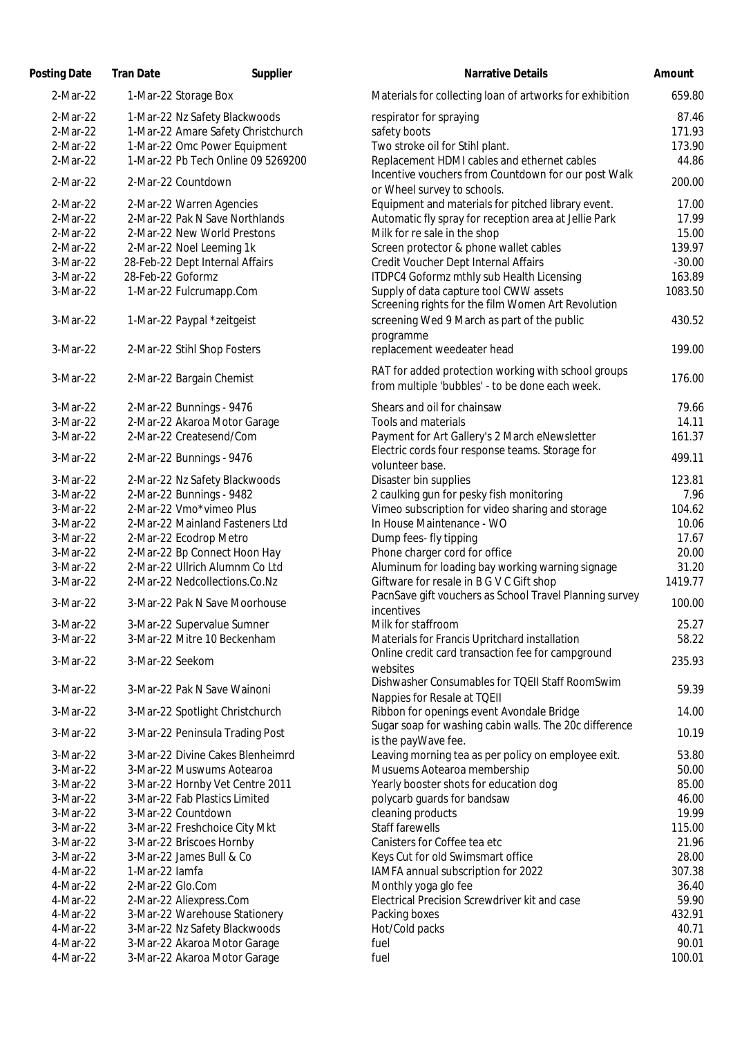| Posting Date | Tran Date | Supplier | Narrative Details | Amount |
|---|---|---|---|---|
| 2-Mar-22 | 1-Mar-22 | Storage Box | Materials for collecting loan of artworks for exhibition | 659.80 |
| 2-Mar-22 | 1-Mar-22 | Nz Safety Blackwoods | respirator for spraying | 87.46 |
| 2-Mar-22 | 1-Mar-22 | Amare Safety Christchurch | safety boots | 171.93 |
| 2-Mar-22 | 1-Mar-22 | Omc Power Equipment | Two stroke oil for Stihl plant. | 173.90 |
| 2-Mar-22 | 1-Mar-22 | Pb Tech Online 09 5269200 | Replacement HDMI cables and ethernet cables | 44.86 |
| 2-Mar-22 | 2-Mar-22 | Countdown | Incentive vouchers from Countdown for our post Walk or Wheel survey to schools. | 200.00 |
| 2-Mar-22 | 2-Mar-22 | Warren Agencies | Equipment and materials for pitched library event. | 17.00 |
| 2-Mar-22 | 2-Mar-22 | Pak N Save Northlands | Automatic fly spray for reception area at Jellie Park | 17.99 |
| 2-Mar-22 | 2-Mar-22 | New World Prestons | Milk for re sale in the shop | 15.00 |
| 2-Mar-22 | 2-Mar-22 | Noel Leeming 1k | Screen protector & phone wallet cables | 139.97 |
| 3-Mar-22 | 28-Feb-22 | Dept Internal Affairs | Credit Voucher Dept Internal Affairs | -30.00 |
| 3-Mar-22 | 28-Feb-22 | Goformz | ITDPC4 Goformz mthly sub Health Licensing | 163.89 |
| 3-Mar-22 | 1-Mar-22 | Fulcrumapp.Com | Supply of data capture tool CWW assets | 1083.50 |
| 3-Mar-22 | 1-Mar-22 | Paypal *zeitgeist | Screening rights for the film Women Art Revolution screening Wed 9 March as part of the public programme | 430.52 |
| 3-Mar-22 | 2-Mar-22 | Stihl Shop Fosters | replacement weedeater head | 199.00 |
| 3-Mar-22 | 2-Mar-22 | Bargain Chemist | RAT for added protection working with school groups from multiple 'bubbles' - to be done each week. | 176.00 |
| 3-Mar-22 | 2-Mar-22 | Bunnings - 9476 | Shears and oil for chainsaw | 79.66 |
| 3-Mar-22 | 2-Mar-22 | Akaroa Motor Garage | Tools and materials | 14.11 |
| 3-Mar-22 | 2-Mar-22 | Createsend/Com | Payment for Art Gallery's 2 March eNewsletter | 161.37 |
| 3-Mar-22 | 2-Mar-22 | Bunnings - 9476 | Electric cords four response teams. Storage for volunteer base. | 499.11 |
| 3-Mar-22 | 2-Mar-22 | Nz Safety Blackwoods | Disaster bin supplies | 123.81 |
| 3-Mar-22 | 2-Mar-22 | Bunnings - 9482 | 2 caulking gun for pesky fish monitoring | 7.96 |
| 3-Mar-22 | 2-Mar-22 | Vmo*vimeo Plus | Vimeo subscription for video sharing and storage | 104.62 |
| 3-Mar-22 | 2-Mar-22 | Mainland Fasteners Ltd | In House Maintenance - WO | 10.06 |
| 3-Mar-22 | 2-Mar-22 | Ecodrop Metro | Dump fees- fly tipping | 17.67 |
| 3-Mar-22 | 2-Mar-22 | Bp Connect Hoon Hay | Phone charger cord for office | 20.00 |
| 3-Mar-22 | 2-Mar-22 | Ullrich Alumnm Co Ltd | Aluminum for loading bay working warning signage | 31.20 |
| 3-Mar-22 | 2-Mar-22 | Nedcollections.Co.Nz | Giftware for resale in B G V C Gift shop | 1419.77 |
| 3-Mar-22 | 3-Mar-22 | Pak N Save Moorhouse | PacnSave gift vouchers as School Travel Planning survey incentives | 100.00 |
| 3-Mar-22 | 3-Mar-22 | Supervalue Sumner | Milk for staffroom | 25.27 |
| 3-Mar-22 | 3-Mar-22 | Mitre 10 Beckenham | Materials for Francis Upritchard installation | 58.22 |
| 3-Mar-22 | 3-Mar-22 | Seekom | Online credit card transaction fee for campground websites | 235.93 |
| 3-Mar-22 | 3-Mar-22 | Pak N Save Wainoni | Dishwasher Consumables for TQEII Staff RoomSwim Nappies for Resale at TQEII | 59.39 |
| 3-Mar-22 | 3-Mar-22 | Spotlight Christchurch | Ribbon for openings event Avondale Bridge | 14.00 |
| 3-Mar-22 | 3-Mar-22 | Peninsula Trading Post | Sugar soap for washing cabin walls. The 20c difference is the payWave fee. | 10.19 |
| 3-Mar-22 | 3-Mar-22 | Divine Cakes Blenheimrd | Leaving morning tea as per policy on employee exit. | 53.80 |
| 3-Mar-22 | 3-Mar-22 | Muswums Aotearoa | Musuems Aotearoa membership | 50.00 |
| 3-Mar-22 | 3-Mar-22 | Hornby Vet Centre 2011 | Yearly booster shots for education dog | 85.00 |
| 3-Mar-22 | 3-Mar-22 | Fab Plastics Limited | polycarb guards for bandsaw | 46.00 |
| 3-Mar-22 | 3-Mar-22 | Countdown | cleaning products | 19.99 |
| 3-Mar-22 | 3-Mar-22 | Freshchoice City Mkt | Staff farewells | 115.00 |
| 3-Mar-22 | 3-Mar-22 | Briscoes Hornby | Canisters for Coffee tea etc | 21.96 |
| 3-Mar-22 | 3-Mar-22 | James Bull & Co | Keys Cut for old Swimsmart office | 28.00 |
| 4-Mar-22 | 1-Mar-22 | Iamfa | IAMFA annual subscription for 2022 | 307.38 |
| 4-Mar-22 | 2-Mar-22 | Glo.Com | Monthly yoga glo fee | 36.40 |
| 4-Mar-22 | 2-Mar-22 | Aliexpress.Com | Electrical Precision Screwdriver kit and case | 59.90 |
| 4-Mar-22 | 3-Mar-22 | Warehouse Stationery | Packing boxes | 432.91 |
| 4-Mar-22 | 3-Mar-22 | Nz Safety Blackwoods | Hot/Cold packs | 40.71 |
| 4-Mar-22 | 3-Mar-22 | Akaroa Motor Garage | fuel | 90.01 |
| 4-Mar-22 | 3-Mar-22 | Akaroa Motor Garage | fuel | 100.01 |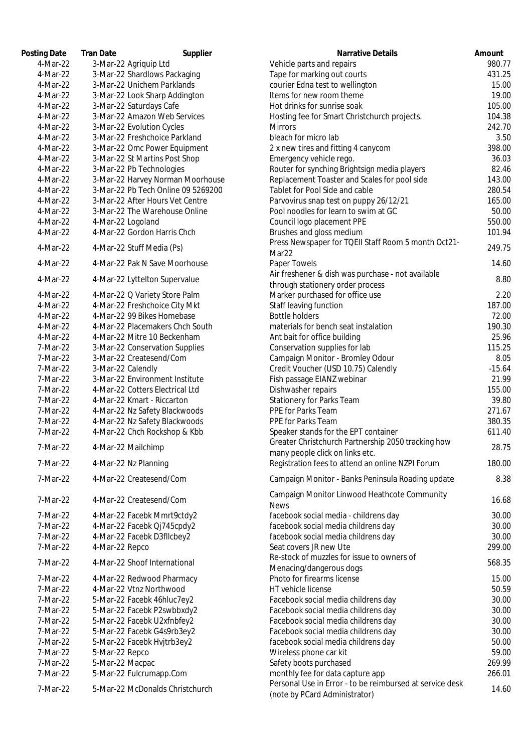| Posting Date | Tran Date | Supplier | Narrative Details | Amount |
|---|---|---|---|---|
| 4-Mar-22 | 3-Mar-22 | Agriquip Ltd | Vehicle parts and repairs | 980.77 |
| 4-Mar-22 | 3-Mar-22 | Shardlows Packaging | Tape for marking out courts | 431.25 |
| 4-Mar-22 | 3-Mar-22 | Unichem Parklands | courier Edna test to wellington | 15.00 |
| 4-Mar-22 | 3-Mar-22 | Look Sharp Addington | Items for new room theme | 19.00 |
| 4-Mar-22 | 3-Mar-22 | Saturdays Cafe | Hot drinks for sunrise soak | 105.00 |
| 4-Mar-22 | 3-Mar-22 | Amazon Web Services | Hosting fee for Smart Christchurch projects. | 104.38 |
| 4-Mar-22 | 3-Mar-22 | Evolution Cycles | Mirrors | 242.70 |
| 4-Mar-22 | 3-Mar-22 | Freshchoice Parkland | bleach for micro lab | 3.50 |
| 4-Mar-22 | 3-Mar-22 | Omc Power Equipment | 2 x new tires and fitting 4 canycom | 398.00 |
| 4-Mar-22 | 3-Mar-22 | St Martins Post Shop | Emergency vehicle rego. | 36.03 |
| 4-Mar-22 | 3-Mar-22 | Pb Technologies | Router for synching Brightsign media players | 82.46 |
| 4-Mar-22 | 3-Mar-22 | Harvey Norman Moorhouse | Replacement Toaster and Scales for pool side | 143.00 |
| 4-Mar-22 | 3-Mar-22 | Pb Tech Online 09 5269200 | Tablet for Pool Side and cable | 280.54 |
| 4-Mar-22 | 3-Mar-22 | After Hours Vet Centre | Parvovirus snap test on puppy 26/12/21 | 165.00 |
| 4-Mar-22 | 3-Mar-22 | The Warehouse Online | Pool noodles for learn to swim at GC | 50.00 |
| 4-Mar-22 | 4-Mar-22 | Logoland | Council logo placement PPE | 550.00 |
| 4-Mar-22 | 4-Mar-22 | Gordon Harris Chch | Brushes and gloss medium | 101.94 |
| 4-Mar-22 | 4-Mar-22 | Stuff Media (Ps) | Press Newspaper for TQEII Staff Room 5 month Oct21-Mar22 | 249.75 |
| 4-Mar-22 | 4-Mar-22 | Pak N Save Moorhouse | Paper Towels | 14.60 |
| 4-Mar-22 | 4-Mar-22 | Lyttelton Supervalue | Air freshener & dish was purchase - not available through stationery order process | 8.80 |
| 4-Mar-22 | 4-Mar-22 | Q Variety Store Palm | Marker purchased for office use | 2.20 |
| 4-Mar-22 | 4-Mar-22 | Freshchoice City Mkt | Staff leaving function | 187.00 |
| 4-Mar-22 | 4-Mar-22 | 99 Bikes Homebase | Bottle holders | 72.00 |
| 4-Mar-22 | 4-Mar-22 | Placemakers Chch South | materials for bench seat instalation | 190.30 |
| 4-Mar-22 | 4-Mar-22 | Mitre 10 Beckenham | Ant bait for office building | 25.96 |
| 7-Mar-22 | 3-Mar-22 | Conservation Supplies | Conservation supplies for lab | 115.25 |
| 7-Mar-22 | 3-Mar-22 | Createsend/Com | Campaign Monitor - Bromley Odour | 8.05 |
| 7-Mar-22 | 3-Mar-22 | Calendly | Credit Voucher (USD 10.75) Calendly | -15.64 |
| 7-Mar-22 | 3-Mar-22 | Environment Institute | Fish passage EIANZ webinar | 21.99 |
| 7-Mar-22 | 4-Mar-22 | Cotters Electrical Ltd | Dishwasher repairs | 155.00 |
| 7-Mar-22 | 4-Mar-22 | Kmart - Riccarton | Stationery for Parks Team | 39.80 |
| 7-Mar-22 | 4-Mar-22 | Nz Safety Blackwoods | PPE for Parks Team | 271.67 |
| 7-Mar-22 | 4-Mar-22 | Nz Safety Blackwoods | PPE for Parks Team | 380.35 |
| 7-Mar-22 | 4-Mar-22 | Chch Rockshop & Kbb | Speaker stands for the EPT container | 611.40 |
| 7-Mar-22 | 4-Mar-22 | Mailchimp | Greater Christchurch Partnership 2050 tracking how many people click on links etc. | 28.75 |
| 7-Mar-22 | 4-Mar-22 | Nz Planning | Registration fees to attend an online NZPI Forum | 180.00 |
| 7-Mar-22 | 4-Mar-22 | Createsend/Com | Campaign Monitor - Banks Peninsula Roading update | 8.38 |
| 7-Mar-22 | 4-Mar-22 | Createsend/Com | Campaign Monitor Linwood Heathcote Community News | 16.68 |
| 7-Mar-22 | 4-Mar-22 | Facebk Mmrt9ctdy2 | facebook social media - childrens day | 30.00 |
| 7-Mar-22 | 4-Mar-22 | Facebk Qj745cpdy2 | facebook social media childrens day | 30.00 |
| 7-Mar-22 | 4-Mar-22 | Facebk D3fllcbey2 | facebook social media childrens day | 30.00 |
| 7-Mar-22 | 4-Mar-22 | Repco | Seat covers JR new Ute | 299.00 |
| 7-Mar-22 | 4-Mar-22 | Shoof International | Re-stock of muzzles for issue to owners of Menacing/dangerous dogs | 568.35 |
| 7-Mar-22 | 4-Mar-22 | Redwood Pharmacy | Photo for firearms license | 15.00 |
| 7-Mar-22 | 4-Mar-22 | Vtnz Northwood | HT vehicle license | 50.59 |
| 7-Mar-22 | 5-Mar-22 | Facebk 46hluc7ey2 | Facebook social media childrens day | 30.00 |
| 7-Mar-22 | 5-Mar-22 | Facebk P2swbbxdy2 | Facebook social media childrens day | 30.00 |
| 7-Mar-22 | 5-Mar-22 | Facebk U2xfnbfey2 | Facebook social media childrens day | 30.00 |
| 7-Mar-22 | 5-Mar-22 | Facebk G4s9rb3ey2 | Facebook social media childrens day | 30.00 |
| 7-Mar-22 | 5-Mar-22 | Facebk Hvjtrb3ey2 | facebook social media childrens day | 50.00 |
| 7-Mar-22 | 5-Mar-22 | Repco | Wireless phone car kit | 59.00 |
| 7-Mar-22 | 5-Mar-22 | Macpac | Safety boots purchased | 269.99 |
| 7-Mar-22 | 5-Mar-22 | Fulcrumapp.Com | monthly fee for data capture app | 266.01 |
| 7-Mar-22 | 5-Mar-22 | McDonalds Christchurch | Personal Use in Error - to be reimbursed at service desk (note by PCard Administrator) | 14.60 |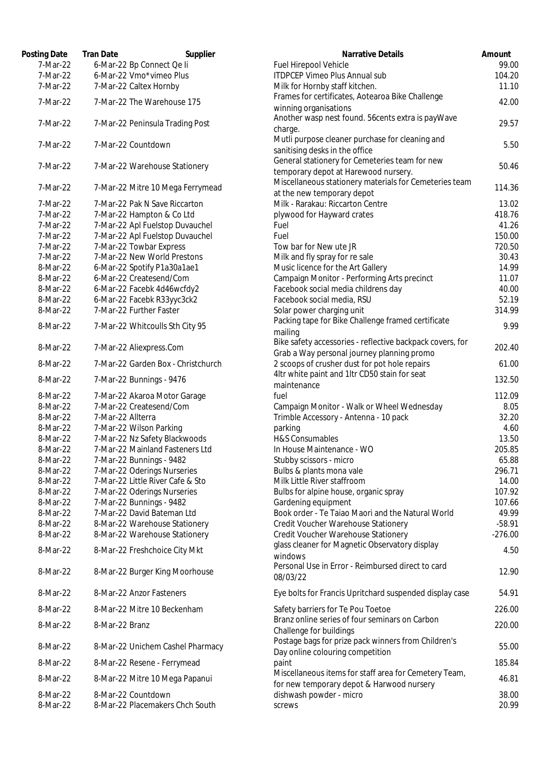| Posting Date | Tran Date | Supplier | Narrative Details | Amount |
|---|---|---|---|---|
| 7-Mar-22 | 6-Mar-22 | Bp Connect Qe Ii | Fuel Hirepool Vehicle | 99.00 |
| 7-Mar-22 | 6-Mar-22 | Vmo*vimeo Plus | ITDPCEP Vimeo Plus Annual sub | 104.20 |
| 7-Mar-22 | 7-Mar-22 | Caltex Hornby | Milk for Hornby staff kitchen. | 11.10 |
| 7-Mar-22 | 7-Mar-22 | The Warehouse 175 | Frames for certificates, Aotearoa Bike Challenge winning organisations | 42.00 |
| 7-Mar-22 | 7-Mar-22 | Peninsula Trading Post | Another wasp nest found. 56cents extra is payWave charge. | 29.57 |
| 7-Mar-22 | 7-Mar-22 | Countdown | Mutli purpose cleaner purchase for cleaning and sanitising desks in the office | 5.50 |
| 7-Mar-22 | 7-Mar-22 | Warehouse Stationery | General stationery for Cemeteries team for new temporary depot at Harewood nursery. | 50.46 |
| 7-Mar-22 | 7-Mar-22 | Mitre 10 Mega Ferrymead | Miscellaneous stationery materials for Cemeteries team at the new temporary depot | 114.36 |
| 7-Mar-22 | 7-Mar-22 | Pak N Save Riccarton | Milk - Rarakau: Riccarton Centre | 13.02 |
| 7-Mar-22 | 7-Mar-22 | Hampton & Co Ltd | plywood for Hayward crates | 418.76 |
| 7-Mar-22 | 7-Mar-22 | Apl Fuelstop Duvauchel | Fuel | 41.26 |
| 7-Mar-22 | 7-Mar-22 | Apl Fuelstop Duvauchel | Fuel | 150.00 |
| 7-Mar-22 | 7-Mar-22 | Towbar Express | Tow bar for New ute JR | 720.50 |
| 7-Mar-22 | 7-Mar-22 | New World Prestons | Milk and fly spray for re sale | 30.43 |
| 8-Mar-22 | 6-Mar-22 | Spotify P1a30a1ae1 | Music licence for the Art Gallery | 14.99 |
| 8-Mar-22 | 6-Mar-22 | Createsend/Com | Campaign Monitor - Performing Arts precinct | 11.07 |
| 8-Mar-22 | 6-Mar-22 | Facebk 4d46wcfdy2 | Facebook social media childrens day | 40.00 |
| 8-Mar-22 | 6-Mar-22 | Facebk R33yyc3ck2 | Facebook social media, RSU | 52.19 |
| 8-Mar-22 | 7-Mar-22 | Further Faster | Solar power charging unit | 314.99 |
| 8-Mar-22 | 7-Mar-22 | Whitcoulls Sth City 95 | Packing tape for Bike Challenge framed certificate mailing | 9.99 |
| 8-Mar-22 | 7-Mar-22 | Aliexpress.Com | Bike safety accessories - reflective backpack covers, for Grab a Way personal journey planning promo | 202.40 |
| 8-Mar-22 | 7-Mar-22 | Garden Box - Christchurch | 2 scoops of crusher dust for pot hole repairs | 61.00 |
| 8-Mar-22 | 7-Mar-22 | Bunnings - 9476 | 4ltr white paint and 1ltr CD50 stain for seat maintenance | 132.50 |
| 8-Mar-22 | 7-Mar-22 | Akaroa Motor Garage | fuel | 112.09 |
| 8-Mar-22 | 7-Mar-22 | Createsend/Com | Campaign Monitor - Walk or Wheel Wednesday | 8.05 |
| 8-Mar-22 | 7-Mar-22 | Allterra | Trimble Accessory - Antenna - 10 pack | 32.20 |
| 8-Mar-22 | 7-Mar-22 | Wilson Parking | parking | 4.60 |
| 8-Mar-22 | 7-Mar-22 | Nz Safety Blackwoods | H&S Consumables | 13.50 |
| 8-Mar-22 | 7-Mar-22 | Mainland Fasteners Ltd | In House Maintenance - WO | 205.85 |
| 8-Mar-22 | 7-Mar-22 | Bunnings - 9482 | Stubby scissors - micro | 65.88 |
| 8-Mar-22 | 7-Mar-22 | Oderings Nurseries | Bulbs & plants mona vale | 296.71 |
| 8-Mar-22 | 7-Mar-22 | Little River Cafe & Sto | Milk Little River staffroom | 14.00 |
| 8-Mar-22 | 7-Mar-22 | Oderings Nurseries | Bulbs for alpine house, organic spray | 107.92 |
| 8-Mar-22 | 7-Mar-22 | Bunnings - 9482 | Gardening equipment | 107.66 |
| 8-Mar-22 | 7-Mar-22 | David Bateman Ltd | Book order - Te Taiao Maori and the Natural World | 49.99 |
| 8-Mar-22 | 8-Mar-22 | Warehouse Stationery | Credit Voucher Warehouse Stationery | -58.91 |
| 8-Mar-22 | 8-Mar-22 | Warehouse Stationery | Credit Voucher Warehouse Stationery | -276.00 |
| 8-Mar-22 | 8-Mar-22 | Freshchoice City Mkt | glass cleaner for Magnetic Observatory display windows | 4.50 |
| 8-Mar-22 | 8-Mar-22 | Burger King Moorhouse | Personal Use in Error - Reimbursed direct to card 08/03/22 | 12.90 |
| 8-Mar-22 | 8-Mar-22 | Anzor Fasteners | Eye bolts for Francis Upritchard suspended display case | 54.91 |
| 8-Mar-22 | 8-Mar-22 | Mitre 10 Beckenham | Safety barriers for Te Pou Toetoe | 226.00 |
| 8-Mar-22 | 8-Mar-22 | Branz | Branz online series of four seminars on Carbon Challenge for buildings | 220.00 |
| 8-Mar-22 | 8-Mar-22 | Unichem Cashel Pharmacy | Postage bags for prize pack winners from Children's Day online colouring competition | 55.00 |
| 8-Mar-22 | 8-Mar-22 | Resene - Ferrymead | paint | 185.84 |
| 8-Mar-22 | 8-Mar-22 | Mitre 10 Mega Papanui | Miscellaneous items for staff area for Cemetery Team, for new temporary depot & Harwood nursery | 46.81 |
| 8-Mar-22 | 8-Mar-22 | Countdown | dishwash powder - micro | 38.00 |
| 8-Mar-22 | 8-Mar-22 | Placemakers Chch South | screws | 20.99 |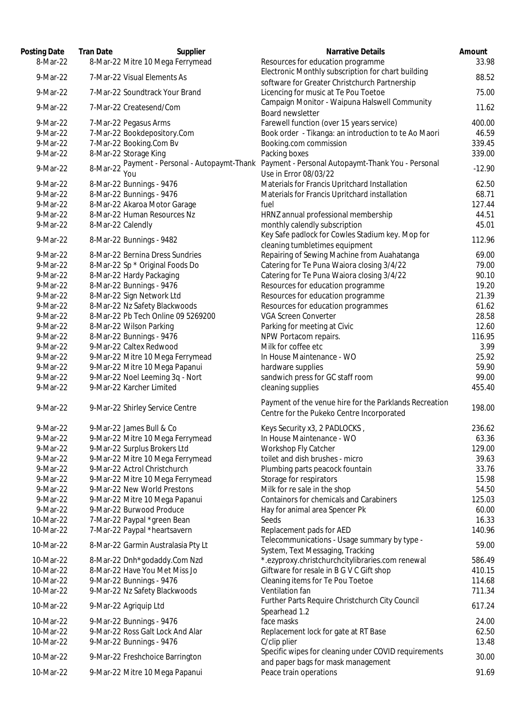| Posting Date | Tran Date | Supplier | Narrative Details | Amount |
|---|---|---|---|---|
| 8-Mar-22 | 8-Mar-22 | Mitre 10 Mega Ferrymead | Resources for education programme | 33.98 |
| 9-Mar-22 | 7-Mar-22 | Visual Elements As | Electronic Monthly subscription for chart building software for Greater Christchurch Partnership | 88.52 |
| 9-Mar-22 | 7-Mar-22 | Soundtrack Your Brand | Licencing for music at Te Pou Toetoe | 75.00 |
| 9-Mar-22 | 7-Mar-22 | Createsend/Com | Campaign Monitor - Waipuna Halswell Community Board newsletter | 11.62 |
| 9-Mar-22 | 7-Mar-22 | Pegasus Arms | Farewell function (over 15 years service) | 400.00 |
| 9-Mar-22 | 7-Mar-22 | Bookdepository.Com | Book order - Tikanga: an introduction to te Ao Maori | 46.59 |
| 9-Mar-22 | 7-Mar-22 | Booking.Com Bv | Booking.com commission | 339.45 |
| 9-Mar-22 | 8-Mar-22 | Storage King | Packing boxes | 339.00 |
| 9-Mar-22 | 8-Mar-22 | Payment - Personal - Autopaymt-Thank You | Payment - Personal Autopaymt-Thank You - Personal Use in Error 08/03/22 | -12.90 |
| 9-Mar-22 | 8-Mar-22 | Bunnings - 9476 | Materials for Francis Upritchard Installation | 62.50 |
| 9-Mar-22 | 8-Mar-22 | Bunnings - 9476 | Materials for Francis Upritchard installation | 68.71 |
| 9-Mar-22 | 8-Mar-22 | Akaroa Motor Garage | fuel | 127.44 |
| 9-Mar-22 | 8-Mar-22 | Human Resources Nz | HRNZ annual professional membership | 44.51 |
| 9-Mar-22 | 8-Mar-22 | Calendly | monthly calendly subscription | 45.01 |
| 9-Mar-22 | 8-Mar-22 | Bunnings - 9482 | Key Safe padlock for Cowles Stadium key. Mop for cleaning tumbletimes equipment | 112.96 |
| 9-Mar-22 | 8-Mar-22 | Bernina Dress Sundries | Repairing of Sewing Machine from Auahatanga | 69.00 |
| 9-Mar-22 | 8-Mar-22 | Sp * Original Foods Do | Catering for Te Puna Waiora closing 3/4/22 | 79.00 |
| 9-Mar-22 | 8-Mar-22 | Hardy Packaging | Catering for Te Puna Waiora closing 3/4/22 | 90.10 |
| 9-Mar-22 | 8-Mar-22 | Bunnings - 9476 | Resources for education programme | 19.20 |
| 9-Mar-22 | 8-Mar-22 | Sign Network Ltd | Resources for education programme | 21.39 |
| 9-Mar-22 | 8-Mar-22 | Nz Safety Blackwoods | Resources for education programmes | 61.62 |
| 9-Mar-22 | 8-Mar-22 | Pb Tech Online 09 5269200 | VGA Screen Converter | 28.58 |
| 9-Mar-22 | 8-Mar-22 | Wilson Parking | Parking for meeting at Civic | 12.60 |
| 9-Mar-22 | 8-Mar-22 | Bunnings - 9476 | NPW Portacom repairs. | 116.95 |
| 9-Mar-22 | 9-Mar-22 | Caltex Redwood | Milk for coffee etc | 3.99 |
| 9-Mar-22 | 9-Mar-22 | Mitre 10 Mega Ferrymead | In House Maintenance - WO | 25.92 |
| 9-Mar-22 | 9-Mar-22 | Mitre 10 Mega Papanui | hardware supplies | 59.90 |
| 9-Mar-22 | 9-Mar-22 | Noel Leeming 3q - Nort | sandwich press for GC staff room | 99.00 |
| 9-Mar-22 | 9-Mar-22 | Karcher Limited | cleaning supplies | 455.40 |
| 9-Mar-22 | 9-Mar-22 | Shirley Service Centre | Payment of the venue hire for the Parklands Recreation Centre for the Pukeko Centre Incorporated | 198.00 |
| 9-Mar-22 | 9-Mar-22 | James Bull & Co | Keys Security x3, 2 PADLOCKS , | 236.62 |
| 9-Mar-22 | 9-Mar-22 | Mitre 10 Mega Ferrymead | In House Maintenance - WO | 63.36 |
| 9-Mar-22 | 9-Mar-22 | Surplus Brokers Ltd | Workshop Fly Catcher | 129.00 |
| 9-Mar-22 | 9-Mar-22 | Mitre 10 Mega Ferrymead | toilet and dish brushes - micro | 39.63 |
| 9-Mar-22 | 9-Mar-22 | Actrol Christchurch | Plumbing parts peacock fountain | 33.76 |
| 9-Mar-22 | 9-Mar-22 | Mitre 10 Mega Ferrymead | Storage for respirators | 15.98 |
| 9-Mar-22 | 9-Mar-22 | New World Prestons | Milk for re sale in the shop | 54.50 |
| 9-Mar-22 | 9-Mar-22 | Mitre 10 Mega Papanui | Containors for chemicals and Carabiners | 125.03 |
| 9-Mar-22 | 9-Mar-22 | Burwood Produce | Hay for animal area Spencer Pk | 60.00 |
| 10-Mar-22 | 7-Mar-22 | Paypal *green Bean | Seeds | 16.33 |
| 10-Mar-22 | 7-Mar-22 | Paypal *heartsavern | Replacement pads for AED | 140.96 |
| 10-Mar-22 | 8-Mar-22 | Garmin Australasia Pty Lt | Telecommunications - Usage summary by type - System, Text Messaging, Tracking | 59.00 |
| 10-Mar-22 | 8-Mar-22 | Dnh*godaddy.Com Nzd | *.ezyproxy.christchurchcitylibraries.com renewal | 586.49 |
| 10-Mar-22 | 8-Mar-22 | Have You Met Miss Jo | Giftware for resale in B G V C Gift shop | 410.15 |
| 10-Mar-22 | 9-Mar-22 | Bunnings - 9476 | Cleaning items for Te Pou Toetoe | 114.68 |
| 10-Mar-22 | 9-Mar-22 | Nz Safety Blackwoods | Ventilation fan | 711.34 |
| 10-Mar-22 | 9-Mar-22 | Agriquip Ltd | Further Parts Require Christchurch City Council Spearhead 1.2 | 617.24 |
| 10-Mar-22 | 9-Mar-22 | Bunnings - 9476 | face masks | 24.00 |
| 10-Mar-22 | 9-Mar-22 | Ross Galt Lock And Alar | Replacement lock for gate at RT Base | 62.50 |
| 10-Mar-22 | 9-Mar-22 | Bunnings - 9476 | C/clip plier | 13.48 |
| 10-Mar-22 | 9-Mar-22 | Freshchoice Barrington | Specific wipes for cleaning under COVID requirements and paper bags for mask management | 30.00 |
| 10-Mar-22 | 9-Mar-22 | Mitre 10 Mega Papanui | Peace train operations | 91.69 |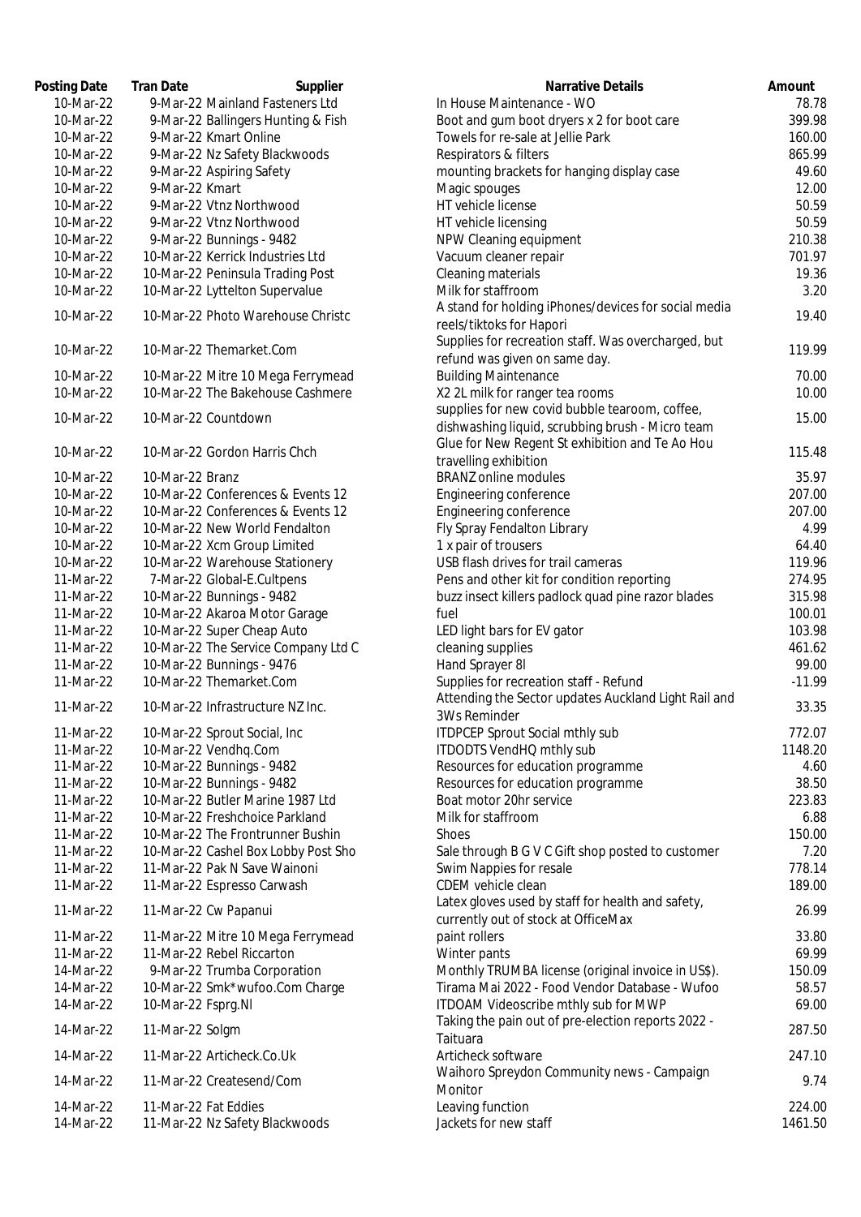| Posting Date | Tran Date | Supplier | Narrative Details | Amount |
|---|---|---|---|---|
| 10-Mar-22 | 9-Mar-22 | Mainland Fasteners Ltd | In House Maintenance - WO | 78.78 |
| 10-Mar-22 | 9-Mar-22 | Ballingers Hunting & Fish | Boot and gum boot dryers x 2 for boot care | 399.98 |
| 10-Mar-22 | 9-Mar-22 | Kmart Online | Towels for re-sale at Jellie Park | 160.00 |
| 10-Mar-22 | 9-Mar-22 | Nz Safety Blackwoods | Respirators & filters | 865.99 |
| 10-Mar-22 | 9-Mar-22 | Aspiring Safety | mounting brackets for hanging display case | 49.60 |
| 10-Mar-22 | 9-Mar-22 | Kmart | Magic spouges | 12.00 |
| 10-Mar-22 | 9-Mar-22 | Vtnz Northwood | HT vehicle license | 50.59 |
| 10-Mar-22 | 9-Mar-22 | Vtnz Northwood | HT vehicle licensing | 50.59 |
| 10-Mar-22 | 9-Mar-22 | Bunnings - 9482 | NPW Cleaning equipment | 210.38 |
| 10-Mar-22 | 10-Mar-22 | Kerrick Industries Ltd | Vacuum cleaner repair | 701.97 |
| 10-Mar-22 | 10-Mar-22 | Peninsula Trading Post | Cleaning materials | 19.36 |
| 10-Mar-22 | 10-Mar-22 | Lyttelton Supervalue | Milk for staffroom | 3.20 |
| 10-Mar-22 | 10-Mar-22 | Photo Warehouse Christc | A stand for holding iPhones/devices for social media reels/tiktoks for Hapori | 19.40 |
| 10-Mar-22 | 10-Mar-22 | Themarket.Com | Supplies for recreation staff. Was overcharged, but refund was given on same day. | 119.99 |
| 10-Mar-22 | 10-Mar-22 | Mitre 10 Mega Ferrymead | Building Maintenance | 70.00 |
| 10-Mar-22 | 10-Mar-22 | The Bakehouse Cashmere | X2 2L milk for ranger tea rooms | 10.00 |
| 10-Mar-22 | 10-Mar-22 | Countdown | supplies for new covid bubble tearoom, coffee, dishwashing liquid, scrubbing brush - Micro team | 15.00 |
| 10-Mar-22 | 10-Mar-22 | Gordon Harris Chch | Glue for New Regent St exhibition and Te Ao Hou travelling exhibition | 115.48 |
| 10-Mar-22 | 10-Mar-22 | Branz | BRANZ online modules | 35.97 |
| 10-Mar-22 | 10-Mar-22 | Conferences & Events 12 | Engineering conference | 207.00 |
| 10-Mar-22 | 10-Mar-22 | Conferences & Events 12 | Engineering conference | 207.00 |
| 10-Mar-22 | 10-Mar-22 | New World Fendalton | Fly Spray Fendalton Library | 4.99 |
| 10-Mar-22 | 10-Mar-22 | Xcm Group Limited | 1 x pair of trousers | 64.40 |
| 10-Mar-22 | 10-Mar-22 | Warehouse Stationery | USB flash drives for trail cameras | 119.96 |
| 11-Mar-22 | 7-Mar-22 | Global-E.Cultpens | Pens and other kit for condition reporting | 274.95 |
| 11-Mar-22 | 10-Mar-22 | Bunnings - 9482 | buzz insect killers padlock quad pine razor blades | 315.98 |
| 11-Mar-22 | 10-Mar-22 | Akaroa Motor Garage | fuel | 100.01 |
| 11-Mar-22 | 10-Mar-22 | Super Cheap Auto | LED light bars for EV gator | 103.98 |
| 11-Mar-22 | 10-Mar-22 | The Service Company Ltd C | cleaning supplies | 461.62 |
| 11-Mar-22 | 10-Mar-22 | Bunnings - 9476 | Hand Sprayer 8l | 99.00 |
| 11-Mar-22 | 10-Mar-22 | Themarket.Com | Supplies for recreation staff - Refund | -11.99 |
| 11-Mar-22 | 10-Mar-22 | Infrastructure NZ Inc. | Attending the Sector updates Auckland Light Rail and 3Ws Reminder | 33.35 |
| 11-Mar-22 | 10-Mar-22 | Sprout Social, Inc | ITDPCEP Sprout Social mthly sub | 772.07 |
| 11-Mar-22 | 10-Mar-22 | Vendhq.Com | ITDODTS VendHQ mthly sub | 1148.20 |
| 11-Mar-22 | 10-Mar-22 | Bunnings - 9482 | Resources for education programme | 4.60 |
| 11-Mar-22 | 10-Mar-22 | Bunnings - 9482 | Resources for education programme | 38.50 |
| 11-Mar-22 | 10-Mar-22 | Butler Marine 1987 Ltd | Boat motor 20hr service | 223.83 |
| 11-Mar-22 | 10-Mar-22 | Freshchoice Parkland | Milk for staffroom | 6.88 |
| 11-Mar-22 | 10-Mar-22 | The Frontrunner Bushin | Shoes | 150.00 |
| 11-Mar-22 | 10-Mar-22 | Cashel Box Lobby Post Sho | Sale through B G V C Gift shop posted to customer | 7.20 |
| 11-Mar-22 | 11-Mar-22 | Pak N Save Wainoni | Swim Nappies for resale | 778.14 |
| 11-Mar-22 | 11-Mar-22 | Espresso Carwash | CDEM vehicle clean | 189.00 |
| 11-Mar-22 | 11-Mar-22 | Cw Papanui | Latex gloves used by staff for health and safety, currently out of stock at OfficeMax | 26.99 |
| 11-Mar-22 | 11-Mar-22 | Mitre 10 Mega Ferrymead | paint rollers | 33.80 |
| 11-Mar-22 | 11-Mar-22 | Rebel Riccarton | Winter pants | 69.99 |
| 14-Mar-22 | 9-Mar-22 | Trumba Corporation | Monthly TRUMBA license (original invoice in US$). | 150.09 |
| 14-Mar-22 | 10-Mar-22 | Smk*wufoo.Com Charge | Tirama Mai 2022 - Food Vendor Database - Wufoo | 58.57 |
| 14-Mar-22 | 10-Mar-22 | Fsprg.Nl | ITDOAM Videoscribe mthly sub for MWP | 69.00 |
| 14-Mar-22 | 11-Mar-22 | Solgm | Taking the pain out of pre-election reports 2022 - Taituara | 287.50 |
| 14-Mar-22 | 11-Mar-22 | Articheck.Co.Uk | Articheck software | 247.10 |
| 14-Mar-22 | 11-Mar-22 | Createsend/Com | Waihoro Spreydon Community news - Campaign Monitor | 9.74 |
| 14-Mar-22 | 11-Mar-22 | Fat Eddies | Leaving function | 224.00 |
| 14-Mar-22 | 11-Mar-22 | Nz Safety Blackwoods | Jackets for new staff | 1461.50 |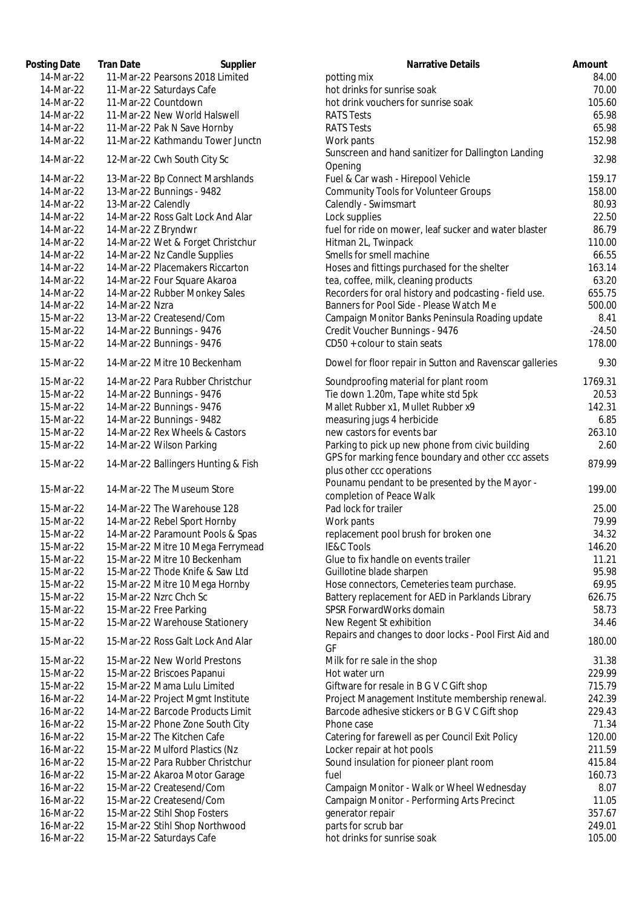| Posting Date | Tran Date | Supplier | Narrative Details | Amount |
| --- | --- | --- | --- | --- |
| 14-Mar-22 | 11-Mar-22 | Pearsons 2018 Limited | potting mix | 84.00 |
| 14-Mar-22 | 11-Mar-22 | Saturdays Cafe | hot drinks for sunrise soak | 70.00 |
| 14-Mar-22 | 11-Mar-22 | Countdown | hot drink vouchers for sunrise soak | 105.60 |
| 14-Mar-22 | 11-Mar-22 | New World Halswell | RATS Tests | 65.98 |
| 14-Mar-22 | 11-Mar-22 | Pak N Save Hornby | RATS Tests | 65.98 |
| 14-Mar-22 | 11-Mar-22 | Kathmandu Tower Junctn | Work pants | 152.98 |
| 14-Mar-22 | 12-Mar-22 | Cwh South City Sc | Sunscreen and hand sanitizer for Dallington Landing Opening | 32.98 |
| 14-Mar-22 | 13-Mar-22 | Bp Connect Marshlands | Fuel & Car wash - Hirepool Vehicle | 159.17 |
| 14-Mar-22 | 13-Mar-22 | Bunnings - 9482 | Community Tools for Volunteer Groups | 158.00 |
| 14-Mar-22 | 13-Mar-22 | Calendly | Calendly - Swimsmart | 80.93 |
| 14-Mar-22 | 14-Mar-22 | Ross Galt Lock And Alar | Lock supplies | 22.50 |
| 14-Mar-22 | 14-Mar-22 | Z Bryndwr | fuel for ride on mower, leaf sucker and water blaster | 86.79 |
| 14-Mar-22 | 14-Mar-22 | Wet & Forget Christchur | Hitman 2L, Twinpack | 110.00 |
| 14-Mar-22 | 14-Mar-22 | Nz Candle Supplies | Smells for smell machine | 66.55 |
| 14-Mar-22 | 14-Mar-22 | Placemakers Riccarton | Hoses and fittings purchased for the shelter | 163.14 |
| 14-Mar-22 | 14-Mar-22 | Four Square Akaroa | tea, coffee, milk, cleaning products | 63.20 |
| 14-Mar-22 | 14-Mar-22 | Rubber Monkey Sales | Recorders for oral history and podcasting - field use. | 655.75 |
| 14-Mar-22 | 14-Mar-22 | Nzra | Banners for Pool Side - Please Watch Me | 500.00 |
| 15-Mar-22 | 13-Mar-22 | Createsend/Com | Campaign Monitor Banks Peninsula Roading update | 8.41 |
| 15-Mar-22 | 14-Mar-22 | Bunnings - 9476 | Credit Voucher Bunnings - 9476 | -24.50 |
| 15-Mar-22 | 14-Mar-22 | Bunnings - 9476 | CD50 + colour to stain seats | 178.00 |
| 15-Mar-22 | 14-Mar-22 | Mitre 10 Beckenham | Dowel for floor repair in Sutton and Ravenscar galleries | 9.30 |
| 15-Mar-22 | 14-Mar-22 | Para Rubber Christchur | Soundproofing material for plant room | 1769.31 |
| 15-Mar-22 | 14-Mar-22 | Bunnings - 9476 | Tie down 1.20m, Tape white std 5pk | 20.53 |
| 15-Mar-22 | 14-Mar-22 | Bunnings - 9476 | Mallet Rubber x1, Mullet Rubber x9 | 142.31 |
| 15-Mar-22 | 14-Mar-22 | Bunnings - 9482 | measuring jugs 4 herbicide | 6.85 |
| 15-Mar-22 | 14-Mar-22 | Rex Wheels & Castors | new castors for events bar | 263.10 |
| 15-Mar-22 | 14-Mar-22 | Wilson Parking | Parking to pick up new phone from civic building | 2.60 |
| 15-Mar-22 | 14-Mar-22 | Ballingers Hunting & Fish | GPS for marking fence boundary and other ccc assets plus other ccc operations | 879.99 |
| 15-Mar-22 | 14-Mar-22 | The Museum Store | Pounamu pendant to be presented by the Mayor - completion of Peace Walk | 199.00 |
| 15-Mar-22 | 14-Mar-22 | The Warehouse 128 | Pad lock for trailer | 25.00 |
| 15-Mar-22 | 14-Mar-22 | Rebel Sport Hornby | Work pants | 79.99 |
| 15-Mar-22 | 14-Mar-22 | Paramount Pools & Spas | replacement pool brush for broken one | 34.32 |
| 15-Mar-22 | 15-Mar-22 | Mitre 10 Mega Ferrymead | IE&C Tools | 146.20 |
| 15-Mar-22 | 15-Mar-22 | Mitre 10 Beckenham | Glue to fix handle on events trailer | 11.21 |
| 15-Mar-22 | 15-Mar-22 | Thode Knife & Saw Ltd | Guillotine blade sharpen | 95.98 |
| 15-Mar-22 | 15-Mar-22 | Mitre 10 Mega Hornby | Hose connectors, Cemeteries team purchase. | 69.95 |
| 15-Mar-22 | 15-Mar-22 | Nzrc Chch Sc | Battery replacement for AED in Parklands Library | 626.75 |
| 15-Mar-22 | 15-Mar-22 | Free Parking | SPSR ForwardWorks domain | 58.73 |
| 15-Mar-22 | 15-Mar-22 | Warehouse Stationery | New Regent St exhibition | 34.46 |
| 15-Mar-22 | 15-Mar-22 | Ross Galt Lock And Alar | Repairs and changes to door locks - Pool First Aid and GF | 180.00 |
| 15-Mar-22 | 15-Mar-22 | New World Prestons | Milk for re sale in the shop | 31.38 |
| 15-Mar-22 | 15-Mar-22 | Briscoes Papanui | Hot water urn | 229.99 |
| 15-Mar-22 | 15-Mar-22 | Mama Lulu Limited | Giftware for resale in B G V C Gift shop | 715.79 |
| 16-Mar-22 | 14-Mar-22 | Project Mgmt Institute | Project Management Institute membership renewal. | 242.39 |
| 16-Mar-22 | 14-Mar-22 | Barcode Products Limit | Barcode adhesive stickers or B G V C Gift shop | 229.43 |
| 16-Mar-22 | 15-Mar-22 | Phone Zone South City | Phone case | 71.34 |
| 16-Mar-22 | 15-Mar-22 | The Kitchen Cafe | Catering for farewell as per Council Exit Policy | 120.00 |
| 16-Mar-22 | 15-Mar-22 | Mulford Plastics (Nz | Locker repair at hot pools | 211.59 |
| 16-Mar-22 | 15-Mar-22 | Para Rubber Christchur | Sound insulation for pioneer plant room | 415.84 |
| 16-Mar-22 | 15-Mar-22 | Akaroa Motor Garage | fuel | 160.73 |
| 16-Mar-22 | 15-Mar-22 | Createsend/Com | Campaign Monitor - Walk or Wheel Wednesday | 8.07 |
| 16-Mar-22 | 15-Mar-22 | Createsend/Com | Campaign Monitor - Performing Arts Precinct | 11.05 |
| 16-Mar-22 | 15-Mar-22 | Stihl Shop Fosters | generator repair | 357.67 |
| 16-Mar-22 | 15-Mar-22 | Stihl Shop Northwood | parts for scrub bar | 249.01 |
| 16-Mar-22 | 15-Mar-22 | Saturdays Cafe | hot drinks for sunrise soak | 105.00 |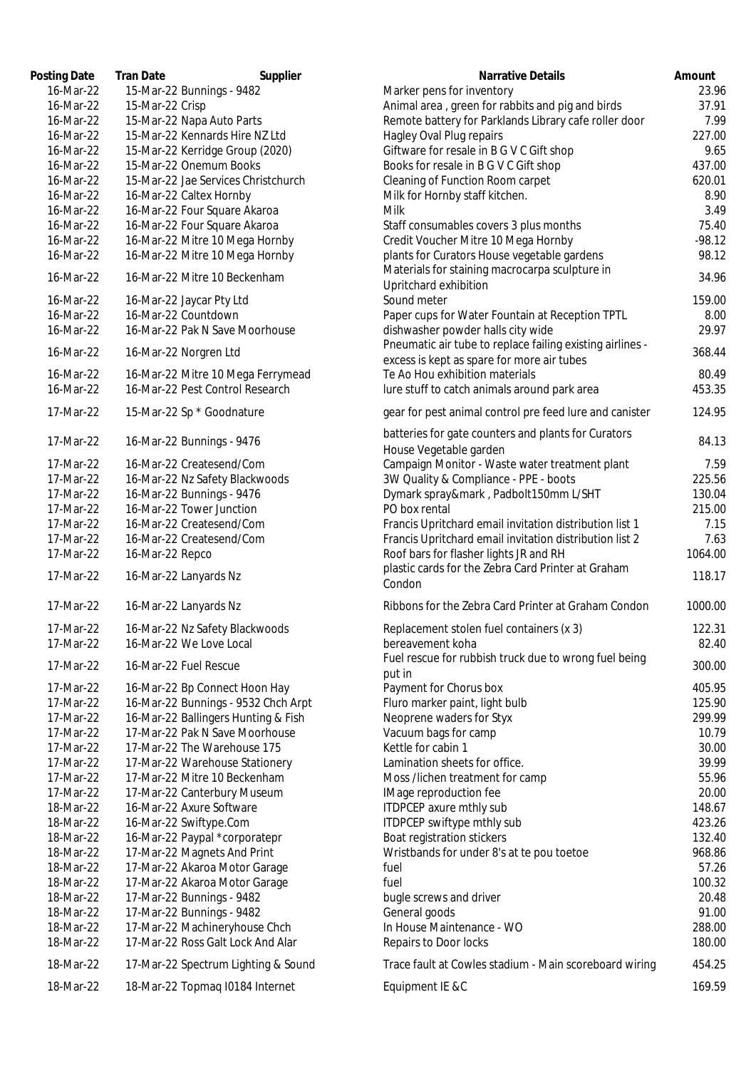| Posting Date | Tran Date | Supplier | Narrative Details | Amount |
|---|---|---|---|---|
| 16-Mar-22 | 15-Mar-22 | Bunnings - 9482 | Marker pens for inventory | 23.96 |
| 16-Mar-22 | 15-Mar-22 | Crisp | Animal area , green for rabbits and pig and birds | 37.91 |
| 16-Mar-22 | 15-Mar-22 | Napa Auto Parts | Remote battery for Parklands Library cafe roller door | 7.99 |
| 16-Mar-22 | 15-Mar-22 | Kennards Hire NZ Ltd | Hagley Oval Plug repairs | 227.00 |
| 16-Mar-22 | 15-Mar-22 | Kerridge Group (2020) | Giftware for resale in B G V C Gift shop | 9.65 |
| 16-Mar-22 | 15-Mar-22 | Onemum Books | Books for resale in B G V C Gift shop | 437.00 |
| 16-Mar-22 | 15-Mar-22 | Jae Services Christchurch | Cleaning of Function Room carpet | 620.01 |
| 16-Mar-22 | 16-Mar-22 | Caltex Hornby | Milk for Hornby staff kitchen. | 8.90 |
| 16-Mar-22 | 16-Mar-22 | Four Square Akaroa | Milk | 3.49 |
| 16-Mar-22 | 16-Mar-22 | Four Square Akaroa | Staff consumables covers 3 plus months | 75.40 |
| 16-Mar-22 | 16-Mar-22 | Mitre 10 Mega Hornby | Credit Voucher Mitre 10 Mega Hornby | -98.12 |
| 16-Mar-22 | 16-Mar-22 | Mitre 10 Mega Hornby | plants for Curators House vegetable gardens | 98.12 |
| 16-Mar-22 | 16-Mar-22 | Mitre 10 Beckenham | Materials for staining macrocarpa sculpture in Upritchard exhibition | 34.96 |
| 16-Mar-22 | 16-Mar-22 | Jaycar Pty Ltd | Sound meter | 159.00 |
| 16-Mar-22 | 16-Mar-22 | Countdown | Paper cups for Water Fountain at Reception TPTL | 8.00 |
| 16-Mar-22 | 16-Mar-22 | Pak N Save Moorhouse | dishwasher powder halls city wide | 29.97 |
| 16-Mar-22 | 16-Mar-22 | Norgren Ltd | Pneumatic air tube to replace failing existing airlines - excess is kept as spare for more air tubes | 368.44 |
| 16-Mar-22 | 16-Mar-22 | Mitre 10 Mega Ferrymead | Te Ao Hou exhibition materials | 80.49 |
| 16-Mar-22 | 16-Mar-22 | Pest Control Research | lure stuff to catch animals around park area | 453.35 |
| 17-Mar-22 | 15-Mar-22 | Sp * Goodnature | gear for pest animal control pre feed lure and canister | 124.95 |
| 17-Mar-22 | 16-Mar-22 | Bunnings - 9476 | batteries for gate counters and plants for Curators House Vegetable garden | 84.13 |
| 17-Mar-22 | 16-Mar-22 | Createsend/Com | Campaign Monitor - Waste water treatment plant | 7.59 |
| 17-Mar-22 | 16-Mar-22 | Nz Safety Blackwoods | 3W Quality & Compliance - PPE - boots | 225.56 |
| 17-Mar-22 | 16-Mar-22 | Bunnings - 9476 | Dymark spray&mark , Padbolt150mm L/SHT | 130.04 |
| 17-Mar-22 | 16-Mar-22 | Tower Junction | PO box rental | 215.00 |
| 17-Mar-22 | 16-Mar-22 | Createsend/Com | Francis Upritchard email invitation distribution list 1 | 7.15 |
| 17-Mar-22 | 16-Mar-22 | Createsend/Com | Francis Upritchard email invitation distribution list 2 | 7.63 |
| 17-Mar-22 | 16-Mar-22 | Repco | Roof bars for flasher lights JR and RH | 1064.00 |
| 17-Mar-22 | 16-Mar-22 | Lanyards Nz | plastic cards for the Zebra Card Printer at Graham Condon | 118.17 |
| 17-Mar-22 | 16-Mar-22 | Lanyards Nz | Ribbons for the Zebra Card Printer at Graham Condon | 1000.00 |
| 17-Mar-22 | 16-Mar-22 | Nz Safety Blackwoods | Replacement stolen fuel containers (x 3) | 122.31 |
| 17-Mar-22 | 16-Mar-22 | We Love Local | bereavement koha | 82.40 |
| 17-Mar-22 | 16-Mar-22 | Fuel Rescue | Fuel rescue for rubbish truck due to wrong fuel being put in | 300.00 |
| 17-Mar-22 | 16-Mar-22 | Bp Connect Hoon Hay | Payment for Chorus box | 405.95 |
| 17-Mar-22 | 16-Mar-22 | Bunnings - 9532 Chch Arpt | Fluro marker paint, light bulb | 125.90 |
| 17-Mar-22 | 16-Mar-22 | Ballingers Hunting & Fish | Neoprene waders for Styx | 299.99 |
| 17-Mar-22 | 17-Mar-22 | Pak N Save Moorhouse | Vacuum bags for camp | 10.79 |
| 17-Mar-22 | 17-Mar-22 | The Warehouse 175 | Kettle for cabin 1 | 30.00 |
| 17-Mar-22 | 17-Mar-22 | Warehouse Stationery | Lamination sheets for office. | 39.99 |
| 17-Mar-22 | 17-Mar-22 | Mitre 10 Beckenham | Moss /lichen treatment for camp | 55.96 |
| 17-Mar-22 | 17-Mar-22 | Canterbury Museum | IMage reproduction fee | 20.00 |
| 18-Mar-22 | 16-Mar-22 | Axure Software | ITDPCEP axure mthly sub | 148.67 |
| 18-Mar-22 | 16-Mar-22 | Swiftype.Com | ITDPCEP swiftype mthly sub | 423.26 |
| 18-Mar-22 | 16-Mar-22 | Paypal *corporatepr | Boat registration stickers | 132.40 |
| 18-Mar-22 | 17-Mar-22 | Magnets And Print | Wristbands for under 8's at te pou toetoe | 968.86 |
| 18-Mar-22 | 17-Mar-22 | Akaroa Motor Garage | fuel | 57.26 |
| 18-Mar-22 | 17-Mar-22 | Akaroa Motor Garage | fuel | 100.32 |
| 18-Mar-22 | 17-Mar-22 | Bunnings - 9482 | bugle screws and driver | 20.48 |
| 18-Mar-22 | 17-Mar-22 | Bunnings - 9482 | General goods | 91.00 |
| 18-Mar-22 | 17-Mar-22 | Machineryhouse Chch | In House Maintenance - WO | 288.00 |
| 18-Mar-22 | 17-Mar-22 | Ross Galt Lock And Alar | Repairs to Door locks | 180.00 |
| 18-Mar-22 | 17-Mar-22 | Spectrum Lighting & Sound | Trace fault at Cowles stadium - Main scoreboard wiring | 454.25 |
| 18-Mar-22 | 18-Mar-22 | Topmaq I0184 Internet | Equipment IE &C | 169.59 |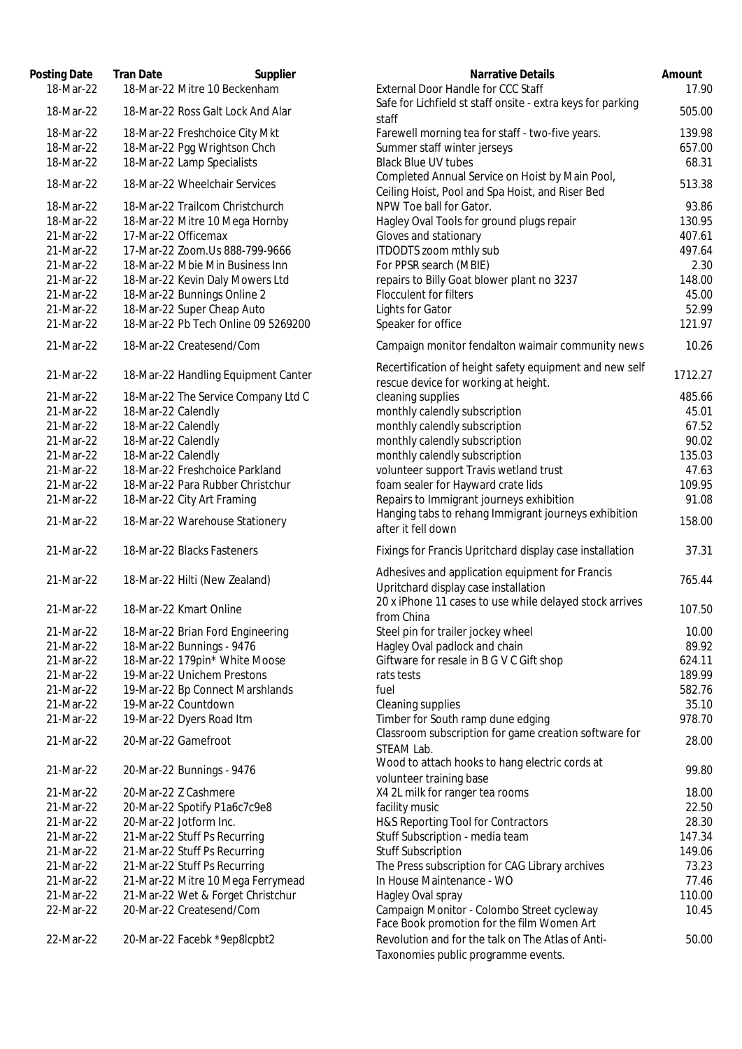| Posting Date | Tran Date | Supplier | Narrative Details | Amount |
|---|---|---|---|---|
| 18-Mar-22 | 18-Mar-22 | Mitre 10 Beckenham | External Door Handle for CCC Staff | 17.90 |
| 18-Mar-22 | 18-Mar-22 | Ross Galt Lock And Alar | Safe for Lichfield st staff onsite - extra keys for parking staff | 505.00 |
| 18-Mar-22 | 18-Mar-22 | Freshchoice City Mkt | Farewell morning tea for staff - two-five years. | 139.98 |
| 18-Mar-22 | 18-Mar-22 | Pgg Wrightson Chch | Summer staff winter jerseys | 657.00 |
| 18-Mar-22 | 18-Mar-22 | Lamp Specialists | Black Blue UV tubes | 68.31 |
| 18-Mar-22 | 18-Mar-22 | Wheelchair Services | Completed Annual Service on Hoist by Main Pool, Ceiling Hoist, Pool and Spa Hoist, and Riser Bed | 513.38 |
| 18-Mar-22 | 18-Mar-22 | Trailcom Christchurch | NPW Toe ball for Gator. | 93.86 |
| 18-Mar-22 | 18-Mar-22 | Mitre 10 Mega Hornby | Hagley Oval Tools for ground plugs repair | 130.95 |
| 21-Mar-22 | 17-Mar-22 | Officemax | Gloves and stationary | 407.61 |
| 21-Mar-22 | 17-Mar-22 | Zoom.Us 888-799-9666 | ITDODTS zoom mthly sub | 497.64 |
| 21-Mar-22 | 18-Mar-22 | Mbie Min Business Inn | For PPSR search (MBIE) | 2.30 |
| 21-Mar-22 | 18-Mar-22 | Kevin Daly Mowers Ltd | repairs to Billy Goat blower plant no 3237 | 148.00 |
| 21-Mar-22 | 18-Mar-22 | Bunnings Online 2 | Flocculent for filters | 45.00 |
| 21-Mar-22 | 18-Mar-22 | Super Cheap Auto | Lights for Gator | 52.99 |
| 21-Mar-22 | 18-Mar-22 | Pb Tech Online 09 5269200 | Speaker for office | 121.97 |
| 21-Mar-22 | 18-Mar-22 | Createsend/Com | Campaign monitor fendalton waimair community news | 10.26 |
| 21-Mar-22 | 18-Mar-22 | Handling Equipment Canter | Recertification of height safety equipment and new self rescue device for working at height. | 1712.27 |
| 21-Mar-22 | 18-Mar-22 | The Service Company Ltd C | cleaning supplies | 485.66 |
| 21-Mar-22 | 18-Mar-22 | Calendly | monthly calendly subscription | 45.01 |
| 21-Mar-22 | 18-Mar-22 | Calendly | monthly calendly subscription | 67.52 |
| 21-Mar-22 | 18-Mar-22 | Calendly | monthly calendly subscription | 90.02 |
| 21-Mar-22 | 18-Mar-22 | Calendly | monthly calendly subscription | 135.03 |
| 21-Mar-22 | 18-Mar-22 | Freshchoice Parkland | volunteer support Travis wetland trust | 47.63 |
| 21-Mar-22 | 18-Mar-22 | Para Rubber Christchur | foam sealer for Hayward crate lids | 109.95 |
| 21-Mar-22 | 18-Mar-22 | City Art Framing | Repairs to Immigrant journeys exhibition | 91.08 |
| 21-Mar-22 | 18-Mar-22 | Warehouse Stationery | Hanging tabs to rehang Immigrant journeys exhibition after it fell down | 158.00 |
| 21-Mar-22 | 18-Mar-22 | Blacks Fasteners | Fixings for Francis Upritchard display case installation | 37.31 |
| 21-Mar-22 | 18-Mar-22 | Hilti (New Zealand) | Adhesives and application equipment for Francis Upritchard display case installation | 765.44 |
| 21-Mar-22 | 18-Mar-22 | Kmart Online | 20 x iPhone 11 cases to use while delayed stock arrives from China | 107.50 |
| 21-Mar-22 | 18-Mar-22 | Brian Ford Engineering | Steel pin for trailer jockey wheel | 10.00 |
| 21-Mar-22 | 18-Mar-22 | Bunnings - 9476 | Hagley Oval padlock and chain | 89.92 |
| 21-Mar-22 | 18-Mar-22 | 179pin* White Moose | Giftware for resale in B G V C Gift shop | 624.11 |
| 21-Mar-22 | 19-Mar-22 | Unichem Prestons | rats tests | 189.99 |
| 21-Mar-22 | 19-Mar-22 | Bp Connect Marshlands | fuel | 582.76 |
| 21-Mar-22 | 19-Mar-22 | Countdown | Cleaning supplies | 35.10 |
| 21-Mar-22 | 19-Mar-22 | Dyers Road Itm | Timber for South ramp dune edging | 978.70 |
| 21-Mar-22 | 20-Mar-22 | Gamefroot | Classroom subscription for game creation software for STEAM Lab. | 28.00 |
| 21-Mar-22 | 20-Mar-22 | Bunnings - 9476 | Wood to attach hooks to hang electric cords at volunteer training base | 99.80 |
| 21-Mar-22 | 20-Mar-22 | Z Cashmere | X4 2L milk for ranger tea rooms | 18.00 |
| 21-Mar-22 | 20-Mar-22 | Spotify P1a6c7c9e8 | facility music | 22.50 |
| 21-Mar-22 | 20-Mar-22 | Jotform Inc. | H&S Reporting Tool for Contractors | 28.30 |
| 21-Mar-22 | 21-Mar-22 | Stuff Ps Recurring | Stuff Subscription - media team | 147.34 |
| 21-Mar-22 | 21-Mar-22 | Stuff Ps Recurring | Stuff Subscription | 149.06 |
| 21-Mar-22 | 21-Mar-22 | Stuff Ps Recurring | The Press subscription for CAG Library archives | 73.23 |
| 21-Mar-22 | 21-Mar-22 | Mitre 10 Mega Ferrymead | In House Maintenance - WO | 77.46 |
| 21-Mar-22 | 21-Mar-22 | Wet & Forget Christchur | Hagley Oval spray | 110.00 |
| 22-Mar-22 | 20-Mar-22 | Createsend/Com | Campaign Monitor - Colombo Street cycleway | 10.45 |
| 22-Mar-22 | 20-Mar-22 | Facebk *9ep8lcpbt2 | Face Book promotion for the film Women Art Revolution and for the talk on The Atlas of Anti-Taxonomies public programme events. | 50.00 |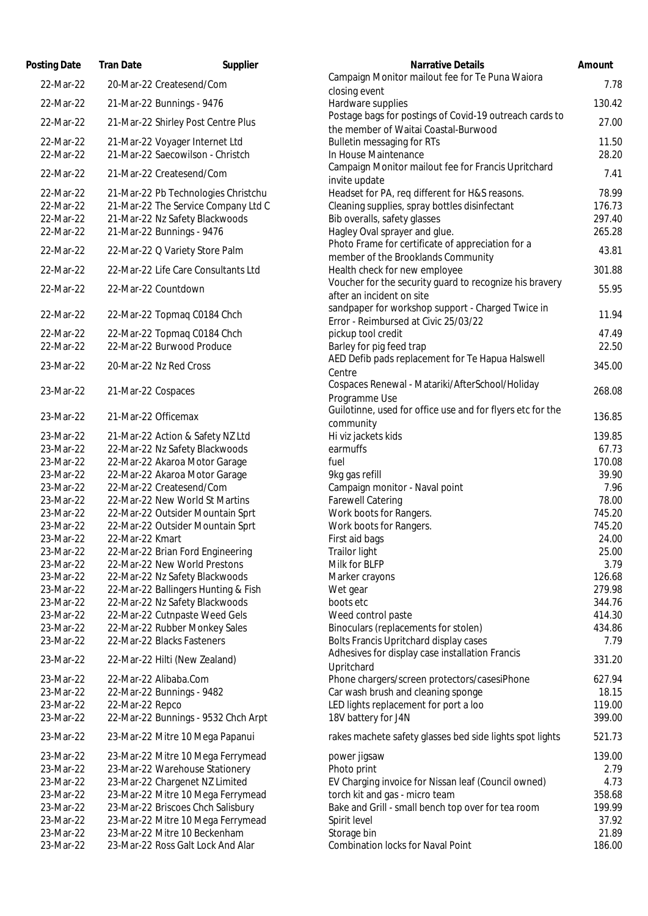| Posting Date | Tran Date | Supplier | Narrative Details | Amount |
|---|---|---|---|---|
| 22-Mar-22 | 20-Mar-22 | Createsend/Com | Campaign Monitor mailout fee for Te Puna Waiora closing event | 7.78 |
| 22-Mar-22 | 21-Mar-22 | Bunnings - 9476 | Hardware supplies | 130.42 |
| 22-Mar-22 | 21-Mar-22 | Shirley Post Centre Plus | Postage bags for postings of Covid-19 outreach cards to the member of Waitai Coastal-Burwood | 27.00 |
| 22-Mar-22 | 21-Mar-22 | Voyager Internet Ltd | Bulletin messaging for RTs | 11.50 |
| 22-Mar-22 | 21-Mar-22 | Saecowilson - Christch | In House Maintenance | 28.20 |
| 22-Mar-22 | 21-Mar-22 | Createsend/Com | Campaign Monitor mailout fee for Francis Upritchard invite update | 7.41 |
| 22-Mar-22 | 21-Mar-22 | Pb Technologies Christchu | Headset for PA, req different for H&S reasons. | 78.99 |
| 22-Mar-22 | 21-Mar-22 | The Service Company Ltd C | Cleaning supplies, spray bottles disinfectant | 176.73 |
| 22-Mar-22 | 21-Mar-22 | Nz Safety Blackwoods | Bib overalls, safety glasses | 297.40 |
| 22-Mar-22 | 21-Mar-22 | Bunnings - 9476 | Hagley Oval sprayer and glue. | 265.28 |
| 22-Mar-22 | 22-Mar-22 | Q Variety Store Palm | Photo Frame for certificate of appreciation for a member of the Brooklands Community | 43.81 |
| 22-Mar-22 | 22-Mar-22 | Life Care Consultants Ltd | Health check for new employee | 301.88 |
| 22-Mar-22 | 22-Mar-22 | Countdown | Voucher for the security guard to recognize his bravery after an incident on site | 55.95 |
| 22-Mar-22 | 22-Mar-22 | Topmaq C0184 Chch | sandpaper for workshop support - Charged Twice in Error - Reimbursed at Civic 25/03/22 | 11.94 |
| 22-Mar-22 | 22-Mar-22 | Topmaq C0184 Chch | pickup tool credit | 47.49 |
| 22-Mar-22 | 22-Mar-22 | Burwood Produce | Barley for pig feed trap | 22.50 |
| 23-Mar-22 | 20-Mar-22 | Nz Red Cross | AED Defib pads replacement for Te Hapua Halswell Centre | 345.00 |
| 23-Mar-22 | 21-Mar-22 | Cospaces | Cospaces Renewal - Matariki/AfterSchool/Holiday Programme Use | 268.08 |
| 23-Mar-22 | 21-Mar-22 | Officemax | Guilotinne, used for office use and for flyers etc for the community | 136.85 |
| 23-Mar-22 | 21-Mar-22 | Action & Safety NZ Ltd | Hi viz jackets kids | 139.85 |
| 23-Mar-22 | 22-Mar-22 | Nz Safety Blackwoods | earmuffs | 67.73 |
| 23-Mar-22 | 22-Mar-22 | Akaroa Motor Garage | fuel | 170.08 |
| 23-Mar-22 | 22-Mar-22 | Akaroa Motor Garage | 9kg gas refill | 39.90 |
| 23-Mar-22 | 22-Mar-22 | Createsend/Com | Campaign monitor - Naval point | 7.96 |
| 23-Mar-22 | 22-Mar-22 | New World St Martins | Farewell Catering | 78.00 |
| 23-Mar-22 | 22-Mar-22 | Outsider Mountain Sprt | Work boots for Rangers. | 745.20 |
| 23-Mar-22 | 22-Mar-22 | Outsider Mountain Sprt | Work boots for Rangers. | 745.20 |
| 23-Mar-22 | 22-Mar-22 | Kmart | First aid bags | 24.00 |
| 23-Mar-22 | 22-Mar-22 | Brian Ford Engineering | Trailor light | 25.00 |
| 23-Mar-22 | 22-Mar-22 | New World Prestons | Milk for BLFP | 3.79 |
| 23-Mar-22 | 22-Mar-22 | Nz Safety Blackwoods | Marker crayons | 126.68 |
| 23-Mar-22 | 22-Mar-22 | Ballingers Hunting & Fish | Wet gear | 279.98 |
| 23-Mar-22 | 22-Mar-22 | Nz Safety Blackwoods | boots etc | 344.76 |
| 23-Mar-22 | 22-Mar-22 | Cutnpaste Weed Gels | Weed control paste | 414.30 |
| 23-Mar-22 | 22-Mar-22 | Rubber Monkey Sales | Binoculars (replacements for stolen) | 434.86 |
| 23-Mar-22 | 22-Mar-22 | Blacks Fasteners | Bolts Francis Upritchard display cases | 7.79 |
| 23-Mar-22 | 22-Mar-22 | Hilti (New Zealand) | Adhesives for display case installation Francis Upritchard | 331.20 |
| 23-Mar-22 | 22-Mar-22 | Alibaba.Com | Phone chargers/screen protectors/casesiPhone | 627.94 |
| 23-Mar-22 | 22-Mar-22 | Bunnings - 9482 | Car wash brush and cleaning sponge | 18.15 |
| 23-Mar-22 | 22-Mar-22 | Repco | LED lights replacement for port a loo | 119.00 |
| 23-Mar-22 | 22-Mar-22 | Bunnings - 9532 Chch Arpt | 18V battery for J4N | 399.00 |
| 23-Mar-22 | 23-Mar-22 | Mitre 10 Mega Papanui | rakes machete safety glasses bed side lights spot lights | 521.73 |
| 23-Mar-22 | 23-Mar-22 | Mitre 10 Mega Ferrymead | power jigsaw | 139.00 |
| 23-Mar-22 | 23-Mar-22 | Warehouse Stationery | Photo print | 2.79 |
| 23-Mar-22 | 23-Mar-22 | Chargenet NZ Limited | EV Charging invoice for Nissan leaf (Council owned) | 4.73 |
| 23-Mar-22 | 23-Mar-22 | Mitre 10 Mega Ferrymead | torch kit and gas - micro team | 358.68 |
| 23-Mar-22 | 23-Mar-22 | Briscoes Chch Salisbury | Bake and Grill - small bench top over for tea room | 199.99 |
| 23-Mar-22 | 23-Mar-22 | Mitre 10 Mega Ferrymead | Spirit level | 37.92 |
| 23-Mar-22 | 23-Mar-22 | Mitre 10 Beckenham | Storage bin | 21.89 |
| 23-Mar-22 | 23-Mar-22 | Ross Galt Lock And Alar | Combination locks for Naval Point | 186.00 |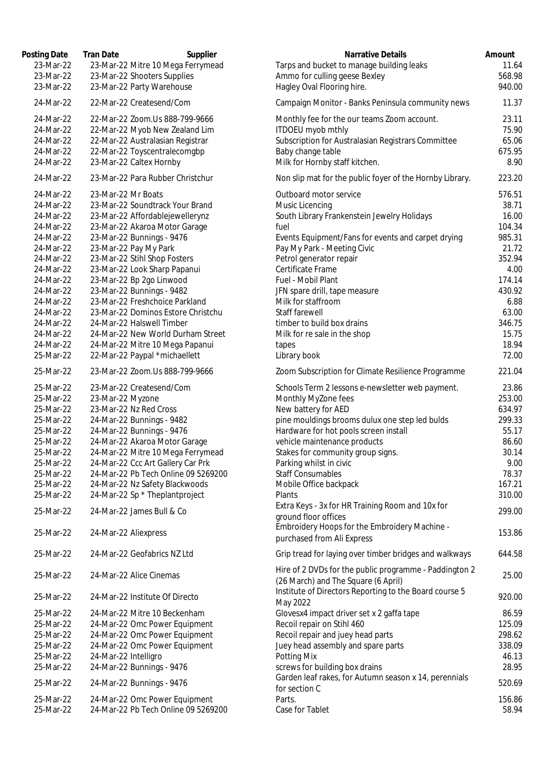| Posting Date | Tran Date | Supplier | Narrative Details | Amount |
|---|---|---|---|---|
| 23-Mar-22 | 23-Mar-22 | Mitre 10 Mega Ferrymead | Tarps and bucket to manage building leaks | 11.64 |
| 23-Mar-22 | 23-Mar-22 | Shooters Supplies | Ammo for culling geese Bexley | 568.98 |
| 23-Mar-22 | 23-Mar-22 | Party Warehouse | Hagley Oval Flooring hire. | 940.00 |
| 24-Mar-22 | 22-Mar-22 | Createsend/Com | Campaign Monitor - Banks Peninsula community news | 11.37 |
| 24-Mar-22 | 22-Mar-22 | Zoom.Us 888-799-9666 | Monthly fee for the our teams Zoom account. | 23.11 |
| 24-Mar-22 | 22-Mar-22 | Myob New Zealand Lim | ITDOEU myob mthly | 75.90 |
| 24-Mar-22 | 22-Mar-22 | Australasian Registrar | Subscription for Australasian Registrars Committee | 65.06 |
| 24-Mar-22 | 22-Mar-22 | Toyscentralecomgbp | Baby change table | 675.95 |
| 24-Mar-22 | 23-Mar-22 | Caltex Hornby | Milk for Hornby staff kitchen. | 8.90 |
| 24-Mar-22 | 23-Mar-22 | Para Rubber Christchur | Non slip mat for the public foyer of the Hornby Library. | 223.20 |
| 24-Mar-22 | 23-Mar-22 | Mr Boats | Outboard motor service | 576.51 |
| 24-Mar-22 | 23-Mar-22 | Soundtrack Your Brand | Music Licencing | 38.71 |
| 24-Mar-22 | 23-Mar-22 | Affordablejewellerynz | South Library Frankenstein Jewelry Holidays | 16.00 |
| 24-Mar-22 | 23-Mar-22 | Akaroa Motor Garage | fuel | 104.34 |
| 24-Mar-22 | 23-Mar-22 | Bunnings - 9476 | Events Equipment/Fans for events and carpet drying | 985.31 |
| 24-Mar-22 | 23-Mar-22 | Pay My Park | Pay My Park - Meeting Civic | 21.72 |
| 24-Mar-22 | 23-Mar-22 | Stihl Shop Fosters | Petrol generator repair | 352.94 |
| 24-Mar-22 | 23-Mar-22 | Look Sharp Papanui | Certificate Frame | 4.00 |
| 24-Mar-22 | 23-Mar-22 | Bp 2go Linwood | Fuel - Mobil Plant | 174.14 |
| 24-Mar-22 | 23-Mar-22 | Bunnings - 9482 | JFN spare drill, tape measure | 430.92 |
| 24-Mar-22 | 23-Mar-22 | Freshchoice Parkland | Milk for staffroom | 6.88 |
| 24-Mar-22 | 23-Mar-22 | Dominos Estore Christchu | Staff farewell | 63.00 |
| 24-Mar-22 | 24-Mar-22 | Halswell Timber | timber to build box drains | 346.75 |
| 24-Mar-22 | 24-Mar-22 | New World Durham Street | Milk for re sale in the shop | 15.75 |
| 24-Mar-22 | 24-Mar-22 | Mitre 10 Mega Papanui | tapes | 18.94 |
| 25-Mar-22 | 22-Mar-22 | Paypal *michaellett | Library book | 72.00 |
| 25-Mar-22 | 23-Mar-22 | Zoom.Us 888-799-9666 | Zoom Subscription for Climate Resilience Programme | 221.04 |
| 25-Mar-22 | 23-Mar-22 | Createsend/Com | Schools Term 2 lessons e-newsletter web payment. | 23.86 |
| 25-Mar-22 | 23-Mar-22 | Myzone | Monthly MyZone fees | 253.00 |
| 25-Mar-22 | 23-Mar-22 | Nz Red Cross | New battery for AED | 634.97 |
| 25-Mar-22 | 24-Mar-22 | Bunnings - 9482 | pine mouldings brooms dulux one step led bulds | 299.33 |
| 25-Mar-22 | 24-Mar-22 | Bunnings - 9476 | Hardware for hot pools screen install | 55.17 |
| 25-Mar-22 | 24-Mar-22 | Akaroa Motor Garage | vehicle maintenance products | 86.60 |
| 25-Mar-22 | 24-Mar-22 | Mitre 10 Mega Ferrymead | Stakes for community group signs. | 30.14 |
| 25-Mar-22 | 24-Mar-22 | Ccc Art Gallery Car Prk | Parking whilst in civic | 9.00 |
| 25-Mar-22 | 24-Mar-22 | Pb Tech Online 09 5269200 | Staff Consumables | 78.37 |
| 25-Mar-22 | 24-Mar-22 | Nz Safety Blackwoods | Mobile Office backpack | 167.21 |
| 25-Mar-22 | 24-Mar-22 | Sp * Theplantproject | Plants | 310.00 |
| 25-Mar-22 | 24-Mar-22 | James Bull & Co | Extra Keys - 3x for HR Training Room and 10x for ground floor offices | 299.00 |
| 25-Mar-22 | 24-Mar-22 | Aliexpress | Embroidery Hoops for the Embroidery Machine - purchased from Ali Express | 153.86 |
| 25-Mar-22 | 24-Mar-22 | Geofabrics NZ Ltd | Grip tread for laying over timber bridges and walkways | 644.58 |
| 25-Mar-22 | 24-Mar-22 | Alice Cinemas | Hire of 2 DVDs for the public programme - Paddington 2 (26 March) and The Square (6 April) | 25.00 |
| 25-Mar-22 | 24-Mar-22 | Institute Of Directo | Institute of Directors Reporting to the Board course 5 May 2022 | 920.00 |
| 25-Mar-22 | 24-Mar-22 | Mitre 10 Beckenham | Glovesx4 impact driver set x 2 gaffa tape | 86.59 |
| 25-Mar-22 | 24-Mar-22 | Omc Power Equipment | Recoil repair on Stihl 460 | 125.09 |
| 25-Mar-22 | 24-Mar-22 | Omc Power Equipment | Recoil repair and juey head parts | 298.62 |
| 25-Mar-22 | 24-Mar-22 | Omc Power Equipment | Juey head assembly and spare parts | 338.09 |
| 25-Mar-22 | 24-Mar-22 | Intelligro | Potting Mix | 46.13 |
| 25-Mar-22 | 24-Mar-22 | Bunnings - 9476 | screws for building box drains | 28.95 |
| 25-Mar-22 | 24-Mar-22 | Bunnings - 9476 | Garden leaf rakes, for Autumn season x 14, perennials for section C | 520.69 |
| 25-Mar-22 | 24-Mar-22 | Omc Power Equipment | Parts. | 156.86 |
| 25-Mar-22 | 24-Mar-22 | Pb Tech Online 09 5269200 | Case for Tablet | 58.94 |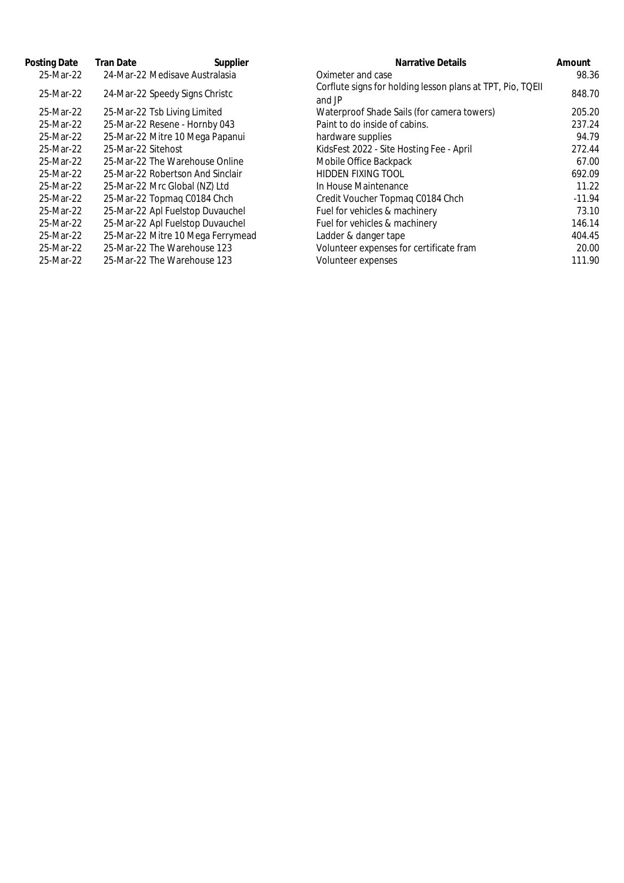| Posting Date | Tran Date | Supplier | Narrative Details | Amount |
|---|---|---|---|---|
| 25-Mar-22 | 24-Mar-22 | Medisave Australasia | Oximeter and case | 98.36 |
| 25-Mar-22 | 24-Mar-22 | Speedy Signs Christc | Corflute signs for holding lesson plans at TPT, Pio, TQEII and JP | 848.70 |
| 25-Mar-22 | 25-Mar-22 | Tsb Living Limited | Waterproof Shade Sails (for camera towers) | 205.20 |
| 25-Mar-22 | 25-Mar-22 | Resene - Hornby 043 | Paint to do inside of cabins. | 237.24 |
| 25-Mar-22 | 25-Mar-22 | Mitre 10 Mega Papanui | hardware supplies | 94.79 |
| 25-Mar-22 | 25-Mar-22 | Sitehost | KidsFest 2022 - Site Hosting Fee - April | 272.44 |
| 25-Mar-22 | 25-Mar-22 | The Warehouse Online | Mobile Office Backpack | 67.00 |
| 25-Mar-22 | 25-Mar-22 | Robertson And Sinclair | HIDDEN FIXING TOOL | 692.09 |
| 25-Mar-22 | 25-Mar-22 | Mrc Global (NZ) Ltd | In House Maintenance | 11.22 |
| 25-Mar-22 | 25-Mar-22 | Topmaq C0184 Chch | Credit Voucher Topmaq C0184 Chch | -11.94 |
| 25-Mar-22 | 25-Mar-22 | Apl Fuelstop Duvauchel | Fuel for vehicles & machinery | 73.10 |
| 25-Mar-22 | 25-Mar-22 | Apl Fuelstop Duvauchel | Fuel for vehicles & machinery | 146.14 |
| 25-Mar-22 | 25-Mar-22 | Mitre 10 Mega Ferrymead | Ladder & danger tape | 404.45 |
| 25-Mar-22 | 25-Mar-22 | The Warehouse 123 | Volunteer expenses for certificate fram | 20.00 |
| 25-Mar-22 | 25-Mar-22 | The Warehouse 123 | Volunteer expenses | 111.90 |